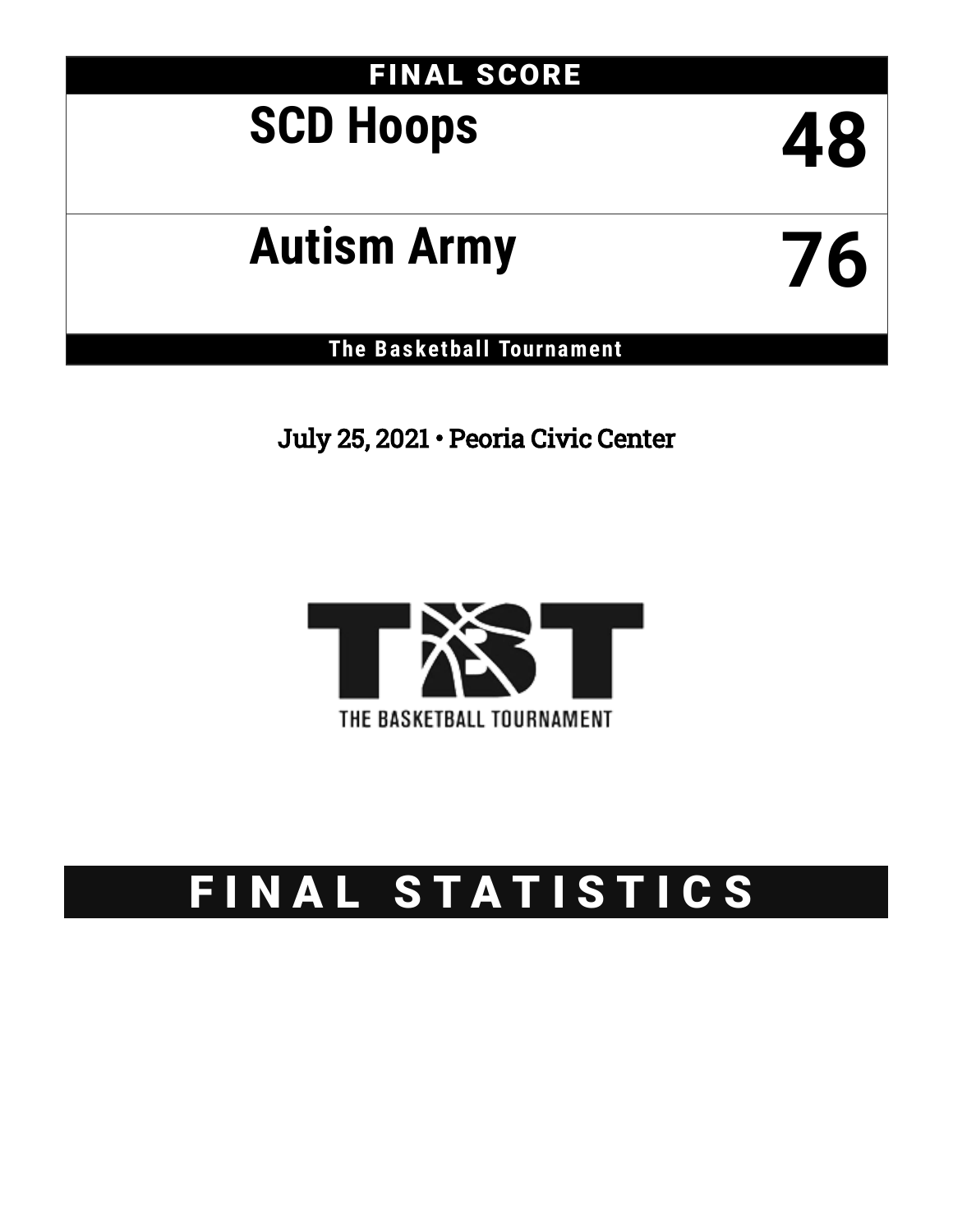# FINAL SCORE

| Team | Score |
| --- | --- |
| SCD Hoops | 48 |
| Autism Army | 76 |

**The Basketball Tournament**

July 25, 2021 • Peoria Civic Center

THE BASKETBALL TOURNAMENT

# FINAL STATISTICS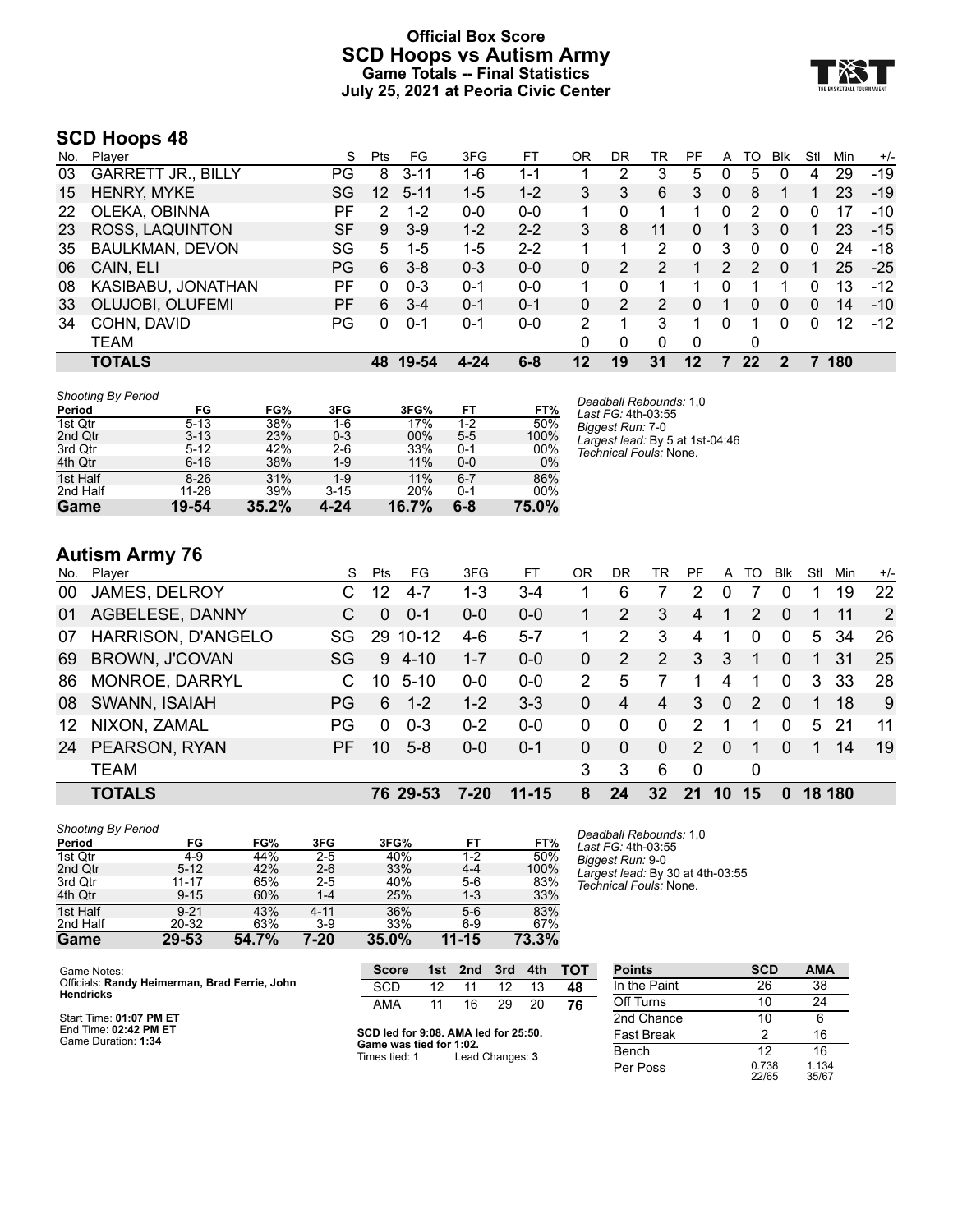# Official Box Score
# SCD Hoops vs Autism Army
## Game Totals -- Final Statistics
## July 25, 2021 at Peoria Civic Center

## SCD Hoops 48

| No. | Player | S | Pts | FG | 3FG | FT | OR | DR | TR | PF | A | TO | Blk | Stl | Min | +/- |
|---|---|---|---|---|---|---|---|---|---|---|---|---|---|---|---|---|
| 03 | GARRETT JR., BILLY | PG | 8 | 3-11 | 1-6 | 1-1 | 1 | 2 | 3 | 5 | 0 | 5 | 0 | 4 | 29 | -19 |
| 15 | HENRY, MYKE | SG | 12 | 5-11 | 1-5 | 1-2 | 3 | 3 | 6 | 3 | 0 | 8 | 1 | 1 | 23 | -19 |
| 22 | OLEKA, OBINNA | PF | 2 | 1-2 | 0-0 | 0-0 | 1 | 0 | 1 | 1 | 0 | 2 | 0 | 0 | 17 | -10 |
| 23 | ROSS, LAQUINTON | SF | 9 | 3-9 | 1-2 | 2-2 | 3 | 8 | 11 | 0 | 1 | 3 | 0 | 1 | 23 | -15 |
| 35 | BAULKMAN, DEVON | SG | 5 | 1-5 | 1-5 | 2-2 | 1 | 1 | 2 | 0 | 3 | 0 | 0 | 0 | 24 | -18 |
| 06 | CAIN, ELI | PG | 6 | 3-8 | 0-3 | 0-0 | 0 | 2 | 2 | 1 | 2 | 2 | 0 | 1 | 25 | -25 |
| 08 | KASIBABU, JONATHAN | PF | 0 | 0-3 | 0-1 | 0-0 | 1 | 0 | 1 | 1 | 0 | 1 | 1 | 0 | 13 | -12 |
| 33 | OLUJOBI, OLUFEMI | PF | 6 | 3-4 | 0-1 | 0-1 | 0 | 2 | 2 | 0 | 1 | 0 | 0 | 0 | 14 | -10 |
| 34 | COHN, DAVID | PG | 0 | 0-1 | 0-1 | 0-0 | 2 | 1 | 3 | 1 | 0 | 1 | 0 | 0 | 12 | -12 |
| | TEAM | | | | | | 0 | 0 | 0 | 0 | | 0 | | | | |
| | **TOTALS** | | **48** | **19-54** | **4-24** | **6-8** | **12** | **19** | **31** | **12** | **7** | **22** | **2** | **7** | **180** | |

*Shooting By Period*

| Period | FG | FG% | 3FG | 3FG% | FT | FT% |
|---|---|---|---|---|---|---|
| 1st Qtr | 5-13 | 38% | 1-6 | 17% | 1-2 | 50% |
| 2nd Qtr | 3-13 | 23% | 0-3 | 00% | 5-5 | 100% |
| 3rd Qtr | 5-12 | 42% | 2-6 | 33% | 0-1 | 00% |
| 4th Qtr | 6-16 | 38% | 1-9 | 11% | 0-0 | 0% |
| 1st Half | 8-26 | 31% | 1-9 | 11% | 6-7 | 86% |
| 2nd Half | 11-28 | 39% | 3-15 | 20% | 0-1 | 00% |
| **Game** | **19-54** | **35.2%** | **4-24** | **16.7%** | **6-8** | **75.0%** |

*Deadball Rebounds:* 1,0
*Last FG:* 4th-03:55
*Biggest Run:* 7-0
*Largest lead:* By 5 at 1st-04:46
*Technical Fouls:* None.

## Autism Army 76

| No. | Player | S | Pts | FG | 3FG | FT | OR | DR | TR | PF | A | TO | Blk | Stl | Min | +/- |
|---|---|---|---|---|---|---|---|---|---|---|---|---|---|---|---|---|
| 00 | JAMES, DELROY | C | 12 | 4-7 | 1-3 | 3-4 | 1 | 6 | 7 | 2 | 0 | 7 | 0 | 1 | 19 | 22 |
| 01 | AGBELESE, DANNY | C | 0 | 0-1 | 0-0 | 0-0 | 1 | 2 | 3 | 4 | 1 | 2 | 0 | 1 | 11 | 2 |
| 07 | HARRISON, D'ANGELO | SG | 29 | 10-12 | 4-6 | 5-7 | 1 | 2 | 3 | 4 | 1 | 0 | 0 | 5 | 34 | 26 |
| 69 | BROWN, J'COVAN | SG | 9 | 4-10 | 1-7 | 0-0 | 0 | 2 | 2 | 3 | 3 | 1 | 0 | 1 | 31 | 25 |
| 86 | MONROE, DARRYL | C | 10 | 5-10 | 0-0 | 0-0 | 2 | 5 | 7 | 1 | 4 | 1 | 0 | 3 | 33 | 28 |
| 08 | SWANN, ISAIAH | PG | 6 | 1-2 | 1-2 | 3-3 | 0 | 4 | 4 | 3 | 0 | 2 | 0 | 1 | 18 | 9 |
| 12 | NIXON, ZAMAL | PG | 0 | 0-3 | 0-2 | 0-0 | 0 | 0 | 0 | 2 | 1 | 1 | 0 | 5 | 21 | 11 |
| 24 | PEARSON, RYAN | PF | 10 | 5-8 | 0-0 | 0-1 | 0 | 0 | 0 | 2 | 0 | 1 | 0 | 1 | 14 | 19 |
| | TEAM | | | | | | 3 | 3 | 6 | 0 | | 0 | | | | |
| | **TOTALS** | | **76** | **29-53** | **7-20** | **11-15** | **8** | **24** | **32** | **21** | **10** | **15** | **0** | **18** | **180** | |

*Shooting By Period*

| Period | FG | FG% | 3FG | 3FG% | FT | FT% |
|---|---|---|---|---|---|---|
| 1st Qtr | 4-9 | 44% | 2-5 | 40% | 1-2 | 50% |
| 2nd Qtr | 5-12 | 42% | 2-6 | 33% | 4-4 | 100% |
| 3rd Qtr | 11-17 | 65% | 2-5 | 40% | 5-6 | 83% |
| 4th Qtr | 9-15 | 60% | 1-4 | 25% | 1-3 | 33% |
| 1st Half | 9-21 | 43% | 4-11 | 36% | 5-6 | 83% |
| 2nd Half | 20-32 | 63% | 3-9 | 33% | 6-9 | 67% |
| **Game** | **29-53** | **54.7%** | **7-20** | **35.0%** | **11-15** | **73.3%** |

*Deadball Rebounds:* 1,0
*Last FG:* 4th-03:55
*Biggest Run:* 9-0
*Largest lead:* By 30 at 4th-03:55
*Technical Fouls:* None.

Game Notes:
Officials: **Randy Heimerman, Brad Ferrie, John Hendricks**

Start Time: **01:07 PM ET**
End Time: **02:42 PM ET**
Game Duration: **1:34**

| Score | 1st | 2nd | 3rd | 4th | TOT |
|---|---|---|---|---|---|
| SCD | 12 | 11 | 12 | 13 | **48** |
| AMA | 11 | 16 | 29 | 20 | **76** |

**SCD led for 9:08. AMA led for 25:50.**
**Game was tied for 1:02.**
Times tied: **1** Lead Changes: **3**

| Points | SCD | AMA |
|---|---|---|
| In the Paint | 26 | 38 |
| Off Turns | 10 | 24 |
| 2nd Chance | 10 | 6 |
| Fast Break | 2 | 16 |
| Bench | 12 | 16 |
| Per Poss | 0.738 22/65 | 1.134 35/67 |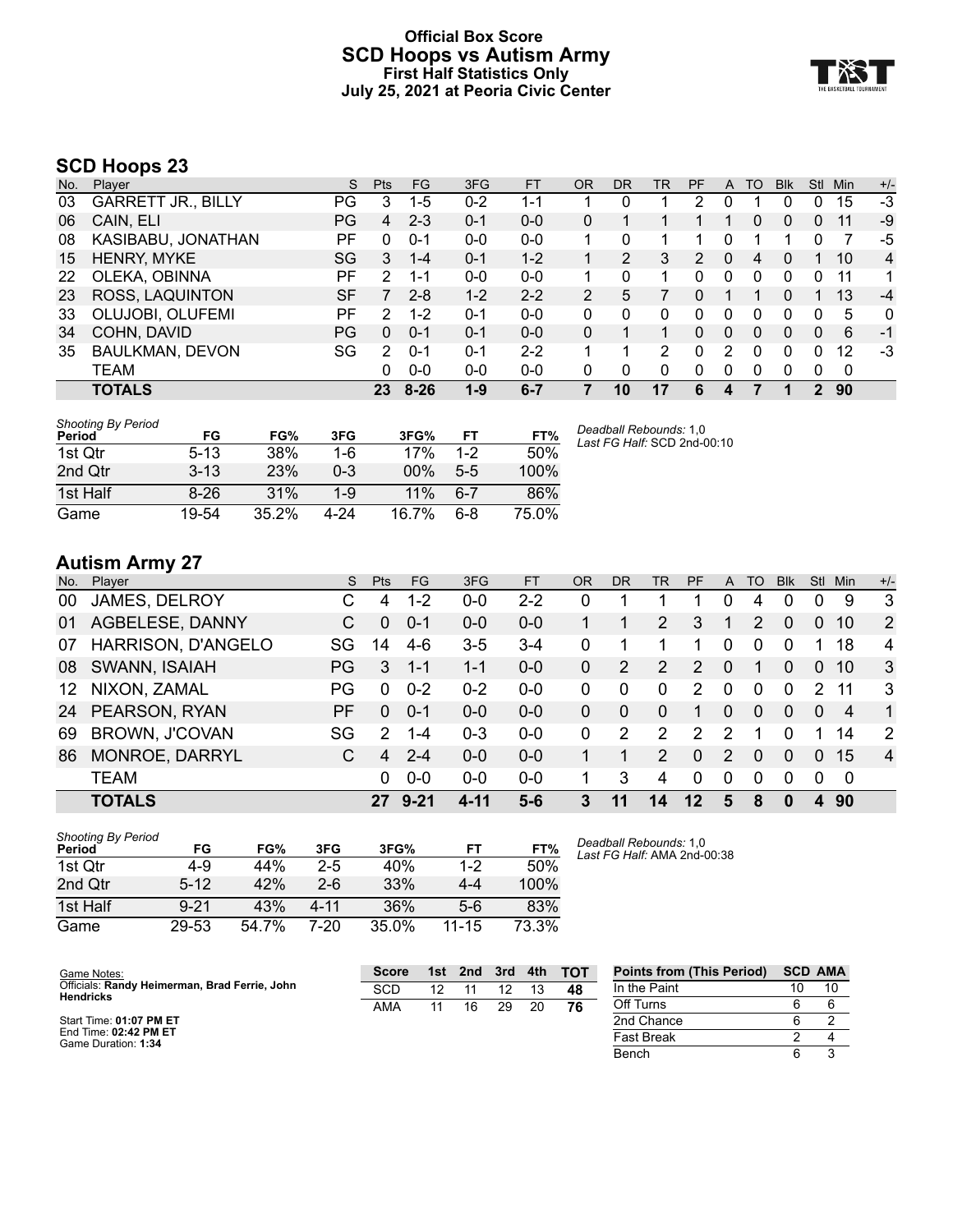# Official Box Score
# SCD Hoops vs Autism Army
## First Half Statistics Only
### July 25, 2021 at Peoria Civic Center

## SCD Hoops 23

| No. | Player | S | Pts | FG | 3FG | FT | OR | DR | TR | PF | A | TO | Blk | Stl | Min | +/- |
|---|---|---|---|---|---|---|---|---|---|---|---|---|---|---|---|---|
| 03 | GARRETT JR., BILLY | PG | 3 | 1-5 | 0-2 | 1-1 | 1 | 0 | 1 | 2 | 0 | 1 | 0 | 0 | 15 | -3 |
| 06 | CAIN, ELI | PG | 4 | 2-3 | 0-1 | 0-0 | 0 | 1 | 1 | 1 | 1 | 0 | 0 | 0 | 11 | -9 |
| 08 | KASIBABU, JONATHAN | PF | 0 | 0-1 | 0-0 | 0-0 | 1 | 0 | 1 | 1 | 0 | 1 | 1 | 0 | 7 | -5 |
| 15 | HENRY, MYKE | SG | 3 | 1-4 | 0-1 | 1-2 | 1 | 2 | 3 | 2 | 0 | 4 | 0 | 1 | 10 | 4 |
| 22 | OLEKA, OBINNA | PF | 2 | 1-1 | 0-0 | 0-0 | 1 | 0 | 1 | 0 | 0 | 0 | 0 | 0 | 11 | 1 |
| 23 | ROSS, LAQUINTON | SF | 7 | 2-8 | 1-2 | 2-2 | 2 | 5 | 7 | 0 | 1 | 1 | 0 | 1 | 13 | -4 |
| 33 | OLUJOBI, OLUFEMI | PF | 2 | 1-2 | 0-1 | 0-0 | 0 | 0 | 0 | 0 | 0 | 0 | 0 | 0 | 5 | 0 |
| 34 | COHN, DAVID | PG | 0 | 0-1 | 0-1 | 0-0 | 0 | 1 | 1 | 0 | 0 | 0 | 0 | 0 | 6 | -1 |
| 35 | BAULKMAN, DEVON | SG | 2 | 0-1 | 0-1 | 2-2 | 1 | 1 | 2 | 0 | 2 | 0 | 0 | 0 | 12 | -3 |
| | TEAM | | 0 | 0-0 | 0-0 | 0-0 | 0 | 0 | 0 | 0 | 0 | 0 | 0 | 0 | 0 | |
| | **TOTALS** | | **23** | **8-26** | **1-9** | **6-7** | **7** | **10** | **17** | **6** | **4** | **7** | **1** | **2** | **90** | |

*Shooting By Period*

| Period | FG | FG% | 3FG | 3FG% | FT | FT% |
|---|---|---|---|---|---|---|
| 1st Qtr | 5-13 | 38% | 1-6 | 17% | 1-2 | 50% |
| 2nd Qtr | 3-13 | 23% | 0-3 | 00% | 5-5 | 100% |
| 1st Half | 8-26 | 31% | 1-9 | 11% | 6-7 | 86% |
| Game | 19-54 | 35.2% | 4-24 | 16.7% | 6-8 | 75.0% |

*Deadball Rebounds:* 1,0
*Last FG Half:* SCD 2nd-00:10

## Autism Army 27

| No. | Player | S | Pts | FG | 3FG | FT | OR | DR | TR | PF | A | TO | Blk | Stl | Min | +/- |
|---|---|---|---|---|---|---|---|---|---|---|---|---|---|---|---|---|
| 00 | JAMES, DELROY | C | 4 | 1-2 | 0-0 | 2-2 | 0 | 1 | 1 | 1 | 0 | 4 | 0 | 0 | 9 | 3 |
| 01 | AGBELESE, DANNY | C | 0 | 0-1 | 0-0 | 0-0 | 1 | 1 | 2 | 3 | 1 | 2 | 0 | 0 | 10 | 2 |
| 07 | HARRISON, D'ANGELO | SG | 14 | 4-6 | 3-5 | 3-4 | 0 | 1 | 1 | 1 | 0 | 0 | 0 | 1 | 18 | 4 |
| 08 | SWANN, ISAIAH | PG | 3 | 1-1 | 1-1 | 0-0 | 0 | 2 | 2 | 2 | 0 | 1 | 0 | 0 | 10 | 3 |
| 12 | NIXON, ZAMAL | PG | 0 | 0-2 | 0-2 | 0-0 | 0 | 0 | 0 | 2 | 0 | 0 | 0 | 2 | 11 | 3 |
| 24 | PEARSON, RYAN | PF | 0 | 0-1 | 0-0 | 0-0 | 0 | 0 | 0 | 1 | 0 | 0 | 0 | 0 | 4 | 1 |
| 69 | BROWN, J'COVAN | SG | 2 | 1-4 | 0-3 | 0-0 | 0 | 2 | 2 | 2 | 2 | 1 | 0 | 1 | 14 | 2 |
| 86 | MONROE, DARRYL | C | 4 | 2-4 | 0-0 | 0-0 | 1 | 1 | 2 | 0 | 2 | 0 | 0 | 0 | 15 | 4 |
| | TEAM | | 0 | 0-0 | 0-0 | 0-0 | 1 | 3 | 4 | 0 | 0 | 0 | 0 | 0 | 0 | |
| | **TOTALS** | | **27** | **9-21** | **4-11** | **5-6** | **3** | **11** | **14** | **12** | **5** | **8** | **0** | **4** | **90** | |

*Shooting By Period*

| Period | FG | FG% | 3FG | 3FG% | FT | FT% |
|---|---|---|---|---|---|---|
| 1st Qtr | 4-9 | 44% | 2-5 | 40% | 1-2 | 50% |
| 2nd Qtr | 5-12 | 42% | 2-6 | 33% | 4-4 | 100% |
| 1st Half | 9-21 | 43% | 4-11 | 36% | 5-6 | 83% |
| Game | 29-53 | 54.7% | 7-20 | 35.0% | 11-15 | 73.3% |

*Deadball Rebounds:* 1,0
*Last FG Half:* AMA 2nd-00:38

Game Notes:
Officials: **Randy Heimerman, Brad Ferrie, John Hendricks**

Start Time: **01:07 PM ET**
End Time: **02:42 PM ET**
Game Duration: **1:34**

| Score | 1st | 2nd | 3rd | 4th | TOT |
|---|---|---|---|---|---|
| SCD | 12 | 11 | 12 | 13 | **48** |
| AMA | 11 | 16 | 29 | 20 | **76** |

| Points from (This Period) | SCD | AMA |
|---|---|---|
| In the Paint | 10 | 10 |
| Off Turns | 6 | 6 |
| 2nd Chance | 6 | 2 |
| Fast Break | 2 | 4 |
| Bench | 6 | 3 |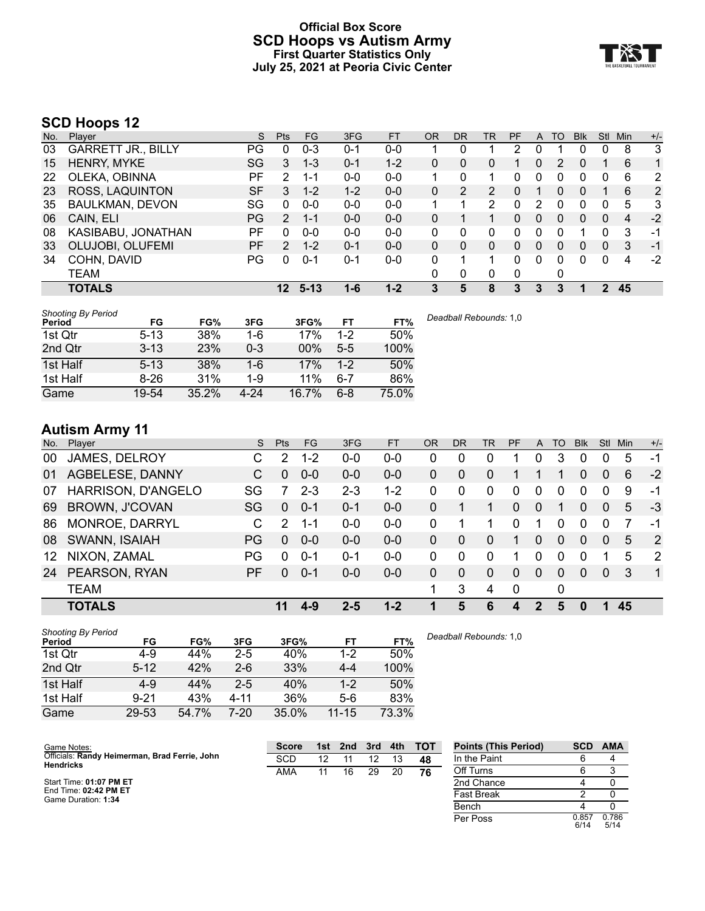# Official Box Score
# SCD Hoops vs Autism Army
### First Quarter Statistics Only
### July 25, 2021 at Peoria Civic Center

## SCD Hoops 12

| No. | Player | S | Pts | FG | 3FG | FT | OR | DR | TR | PF | A | TO | Blk | Stl | Min | +/- |
|---|---|---|---|---|---|---|---|---|---|---|---|---|---|---|---|---|
| 03 | GARRETT JR., BILLY | PG | 0 | 0-3 | 0-1 | 0-0 | 1 | 0 | 1 | 2 | 0 | 1 | 0 | 0 | 8 | 3 |
| 15 | HENRY, MYKE | SG | 3 | 1-3 | 0-1 | 1-2 | 0 | 0 | 0 | 1 | 0 | 2 | 0 | 1 | 6 | 1 |
| 22 | OLEKA, OBINNA | PF | 2 | 1-1 | 0-0 | 0-0 | 1 | 0 | 1 | 0 | 0 | 0 | 0 | 0 | 6 | 2 |
| 23 | ROSS, LAQUINTON | SF | 3 | 1-2 | 1-2 | 0-0 | 0 | 2 | 2 | 0 | 1 | 0 | 0 | 1 | 6 | 2 |
| 35 | BAULKMAN, DEVON | SG | 0 | 0-0 | 0-0 | 0-0 | 1 | 1 | 2 | 0 | 2 | 0 | 0 | 0 | 5 | 3 |
| 06 | CAIN, ELI | PG | 2 | 1-1 | 0-0 | 0-0 | 0 | 1 | 1 | 0 | 0 | 0 | 0 | 0 | 4 | -2 |
| 08 | KASIBABU, JONATHAN | PF | 0 | 0-0 | 0-0 | 0-0 | 0 | 0 | 0 | 0 | 0 | 0 | 1 | 0 | 3 | -1 |
| 33 | OLUJOBI, OLUFEMI | PF | 2 | 1-2 | 0-1 | 0-0 | 0 | 0 | 0 | 0 | 0 | 0 | 0 | 0 | 3 | -1 |
| 34 | COHN, DAVID | PG | 0 | 0-1 | 0-1 | 0-0 | 0 | 1 | 1 | 0 | 0 | 0 | 0 | 0 | 4 | -2 |
| | TEAM | | | | | | 0 | 0 | 0 | 0 | | 0 | | | | |
| | **TOTALS** | | **12** | **5-13** | **1-6** | **1-2** | **3** | **5** | **8** | **3** | **3** | **3** | **1** | **2** | **45** | |

*Shooting By Period*

| Period | FG | FG% | 3FG | 3FG% | FT | FT% |
|---|---|---|---|---|---|---|
| 1st Qtr | 5-13 | 38% | 1-6 | 17% | 1-2 | 50% |
| 2nd Qtr | 3-13 | 23% | 0-3 | 00% | 5-5 | 100% |
| 1st Half | 5-13 | 38% | 1-6 | 17% | 1-2 | 50% |
| 1st Half | 8-26 | 31% | 1-9 | 11% | 6-7 | 86% |
| Game | 19-54 | 35.2% | 4-24 | 16.7% | 6-8 | 75.0% |

*Deadball Rebounds:* 1,0

## Autism Army 11

| No. | Player | S | Pts | FG | 3FG | FT | OR | DR | TR | PF | A | TO | Blk | Stl | Min | +/- |
|---|---|---|---|---|---|---|---|---|---|---|---|---|---|---|---|---|
| 00 | JAMES, DELROY | C | 2 | 1-2 | 0-0 | 0-0 | 0 | 0 | 0 | 1 | 0 | 3 | 0 | 0 | 5 | -1 |
| 01 | AGBELESE, DANNY | C | 0 | 0-0 | 0-0 | 0-0 | 0 | 0 | 0 | 1 | 1 | 1 | 0 | 0 | 6 | -2 |
| 07 | HARRISON, D'ANGELO | SG | 7 | 2-3 | 2-3 | 1-2 | 0 | 0 | 0 | 0 | 0 | 0 | 0 | 0 | 9 | -1 |
| 69 | BROWN, J'COVAN | SG | 0 | 0-1 | 0-1 | 0-0 | 0 | 1 | 1 | 0 | 0 | 1 | 0 | 0 | 5 | -3 |
| 86 | MONROE, DARRYL | C | 2 | 1-1 | 0-0 | 0-0 | 0 | 1 | 1 | 0 | 1 | 0 | 0 | 0 | 7 | -1 |
| 08 | SWANN, ISAIAH | PG | 0 | 0-0 | 0-0 | 0-0 | 0 | 0 | 0 | 1 | 0 | 0 | 0 | 0 | 5 | 2 |
| 12 | NIXON, ZAMAL | PG | 0 | 0-1 | 0-1 | 0-0 | 0 | 0 | 0 | 1 | 0 | 0 | 0 | 1 | 5 | 2 |
| 24 | PEARSON, RYAN | PF | 0 | 0-1 | 0-0 | 0-0 | 0 | 0 | 0 | 0 | 0 | 0 | 0 | 0 | 3 | 1 |
| | TEAM | | | | | | 1 | 3 | 4 | 0 | | 0 | | | | |
| | **TOTALS** | | **11** | **4-9** | **2-5** | **1-2** | **1** | **5** | **6** | **4** | **2** | **5** | **0** | **1** | **45** | |

*Shooting By Period*

| Period | FG | FG% | 3FG | 3FG% | FT | FT% |
|---|---|---|---|---|---|---|
| 1st Qtr | 4-9 | 44% | 2-5 | 40% | 1-2 | 50% |
| 2nd Qtr | 5-12 | 42% | 2-6 | 33% | 4-4 | 100% |
| 1st Half | 4-9 | 44% | 2-5 | 40% | 1-2 | 50% |
| 1st Half | 9-21 | 43% | 4-11 | 36% | 5-6 | 83% |
| Game | 29-53 | 54.7% | 7-20 | 35.0% | 11-15 | 73.3% |

*Deadball Rebounds:* 1,0

Game Notes:
Officials: **Randy Heimerman, Brad Ferrie, John Hendricks**

Start Time: **01:07 PM ET**
End Time: **02:42 PM ET**
Game Duration: **1:34**

| Score | 1st | 2nd | 3rd | 4th | TOT |
|---|---|---|---|---|---|
| SCD | 12 | 11 | 12 | 13 | **48** |
| AMA | 11 | 16 | 29 | 20 | **76** |

| Points (This Period) | SCD | AMA |
|---|---|---|
| In the Paint | 6 | 4 |
| Off Turns | 6 | 3 |
| 2nd Chance | 4 | 0 |
| Fast Break | 2 | 0 |
| Bench | 4 | 0 |
| Per Poss | 0.857 6/14 | 0.786 5/14 |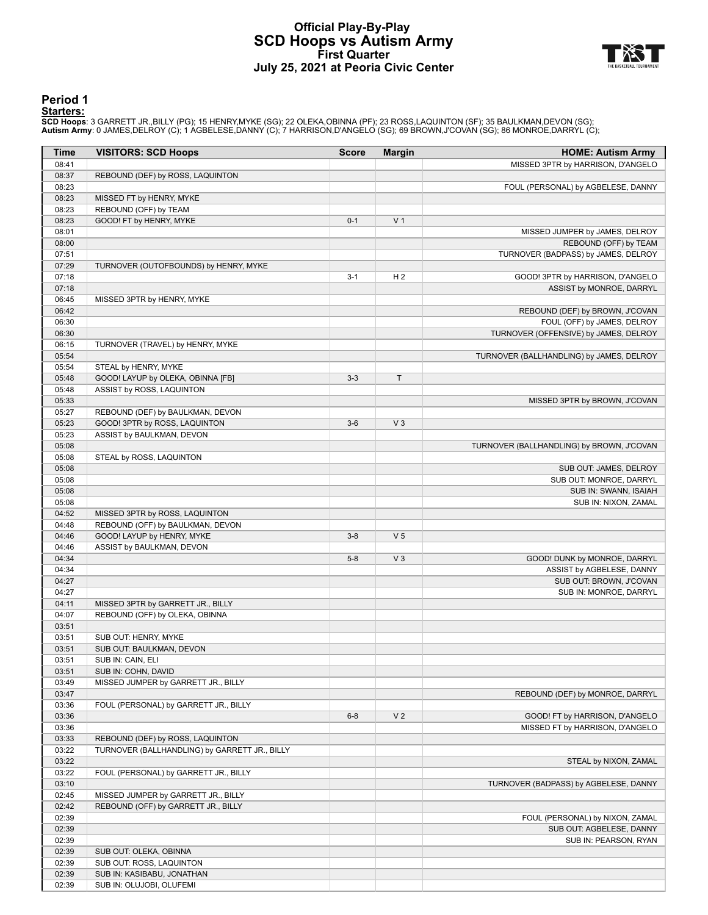# Official Play-By-Play
## SCD Hoops vs Autism Army
### First Quarter
### July 25, 2021 at Peoria Civic Center

## Period 1

**Starters:**

**SCD Hoops**: 3 GARRETT JR.,BILLY (PG); 15 HENRY,MYKE (SG); 22 OLEKA,OBINNA (PF); 23 ROSS,LAQUINTON (SF); 35 BAULKMAN,DEVON (SG);
**Autism Army**: 0 JAMES,DELROY (C); 1 AGBELESE,DANNY (C); 7 HARRISON,D'ANGELO (SG); 69 BROWN,J'COVAN (SG); 86 MONROE,DARRYL (C);

| Time | VISITORS: SCD Hoops | Score | Margin | HOME: Autism Army |
|---|---|---|---|---|
| 08:41 | | | | MISSED 3PTR by HARRISON, D'ANGELO |
| 08:37 | REBOUND (DEF) by ROSS, LAQUINTON | | | |
| 08:23 | | | | FOUL (PERSONAL) by AGBELESE, DANNY |
| 08:23 | MISSED FT by HENRY, MYKE | | | |
| 08:23 | REBOUND (OFF) by TEAM | | | |
| 08:23 | GOOD! FT by HENRY, MYKE | 0-1 | V 1 | |
| 08:01 | | | | MISSED JUMPER by JAMES, DELROY |
| 08:00 | | | | REBOUND (OFF) by TEAM |
| 07:51 | | | | TURNOVER (BADPASS) by JAMES, DELROY |
| 07:29 | TURNOVER (OUTOFBOUNDS) by HENRY, MYKE | | | |
| 07:18 | | 3-1 | H 2 | GOOD! 3PTR by HARRISON, D'ANGELO |
| 07:18 | | | | ASSIST by MONROE, DARRYL |
| 06:45 | MISSED 3PTR by HENRY, MYKE | | | |
| 06:42 | | | | REBOUND (DEF) by BROWN, J'COVAN |
| 06:30 | | | | FOUL (OFF) by JAMES, DELROY |
| 06:30 | | | | TURNOVER (OFFENSIVE) by JAMES, DELROY |
| 06:15 | TURNOVER (TRAVEL) by HENRY, MYKE | | | |
| 05:54 | | | | TURNOVER (BALLHANDLING) by JAMES, DELROY |
| 05:54 | STEAL by HENRY, MYKE | | | |
| 05:48 | GOOD! LAYUP by OLEKA, OBINNA [FB] | 3-3 | T | |
| 05:48 | ASSIST by ROSS, LAQUINTON | | | |
| 05:33 | | | | MISSED 3PTR by BROWN, J'COVAN |
| 05:27 | REBOUND (DEF) by BAULKMAN, DEVON | | | |
| 05:23 | GOOD! 3PTR by ROSS, LAQUINTON | 3-6 | V 3 | |
| 05:23 | ASSIST by BAULKMAN, DEVON | | | |
| 05:08 | | | | TURNOVER (BALLHANDLING) by BROWN, J'COVAN |
| 05:08 | STEAL by ROSS, LAQUINTON | | | |
| 05:08 | | | | SUB OUT: JAMES, DELROY |
| 05:08 | | | | SUB OUT: MONROE, DARRYL |
| 05:08 | | | | SUB IN: SWANN, ISAIAH |
| 05:08 | | | | SUB IN: NIXON, ZAMAL |
| 04:52 | MISSED 3PTR by ROSS, LAQUINTON | | | |
| 04:48 | REBOUND (OFF) by BAULKMAN, DEVON | | | |
| 04:46 | GOOD! LAYUP by HENRY, MYKE | 3-8 | V 5 | |
| 04:46 | ASSIST by BAULKMAN, DEVON | | | |
| 04:34 | | 5-8 | V 3 | GOOD! DUNK by MONROE, DARRYL |
| 04:34 | | | | ASSIST by AGBELESE, DANNY |
| 04:27 | | | | SUB OUT: BROWN, J'COVAN |
| 04:27 | | | | SUB IN: MONROE, DARRYL |
| 04:11 | MISSED 3PTR by GARRETT JR., BILLY | | | |
| 04:07 | REBOUND (OFF) by OLEKA, OBINNA | | | |
| 03:51 | | | | |
| 03:51 | SUB OUT: HENRY, MYKE | | | |
| 03:51 | SUB OUT: BAULKMAN, DEVON | | | |
| 03:51 | SUB IN: CAIN, ELI | | | |
| 03:51 | SUB IN: COHN, DAVID | | | |
| 03:49 | MISSED JUMPER by GARRETT JR., BILLY | | | |
| 03:47 | | | | REBOUND (DEF) by MONROE, DARRYL |
| 03:36 | FOUL (PERSONAL) by GARRETT JR., BILLY | | | |
| 03:36 | | 6-8 | V 2 | GOOD! FT by HARRISON, D'ANGELO |
| 03:36 | | | | MISSED FT by HARRISON, D'ANGELO |
| 03:33 | REBOUND (DEF) by ROSS, LAQUINTON | | | |
| 03:22 | TURNOVER (BALLHANDLING) by GARRETT JR., BILLY | | | |
| 03:22 | | | | STEAL by NIXON, ZAMAL |
| 03:22 | FOUL (PERSONAL) by GARRETT JR., BILLY | | | |
| 03:10 | | | | TURNOVER (BADPASS) by AGBELESE, DANNY |
| 02:45 | MISSED JUMPER by GARRETT JR., BILLY | | | |
| 02:42 | REBOUND (OFF) by GARRETT JR., BILLY | | | |
| 02:39 | | | | FOUL (PERSONAL) by NIXON, ZAMAL |
| 02:39 | | | | SUB OUT: AGBELESE, DANNY |
| 02:39 | | | | SUB IN: PEARSON, RYAN |
| 02:39 | SUB OUT: OLEKA, OBINNA | | | |
| 02:39 | SUB OUT: ROSS, LAQUINTON | | | |
| 02:39 | SUB IN: KASIBABU, JONATHAN | | | |
| 02:39 | SUB IN: OLUJOBI, OLUFEMI | | | |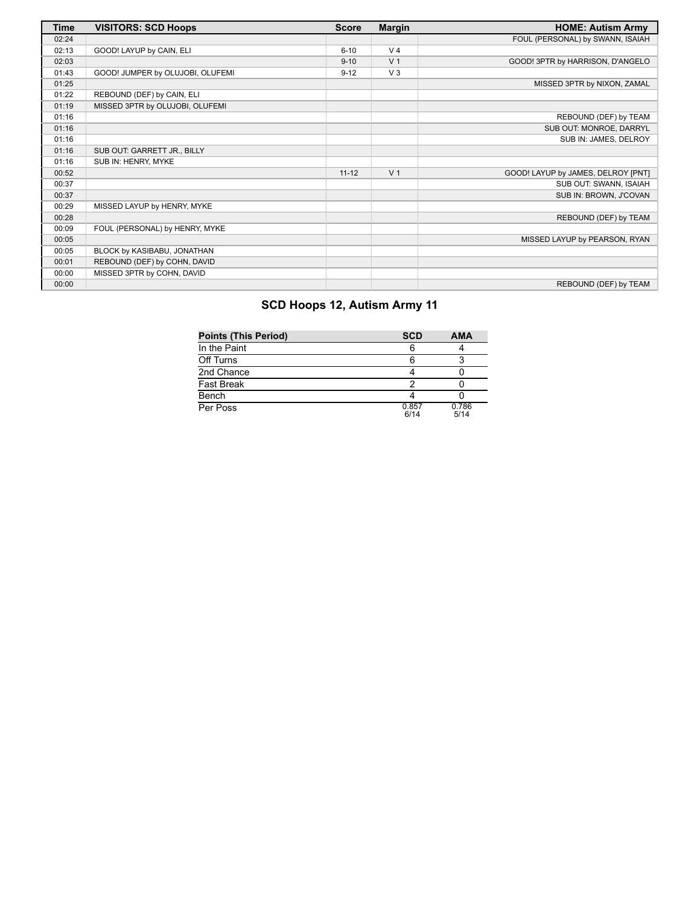| Time | VISITORS: SCD Hoops | Score | Margin | HOME: Autism Army |
| --- | --- | --- | --- | --- |
| 02:24 | | | | FOUL (PERSONAL) by SWANN, ISAIAH |
| 02:13 | GOOD! LAYUP by CAIN, ELI | 6-10 | V 4 | |
| 02:03 | | 9-10 | V 1 | GOOD! 3PTR by HARRISON, D'ANGELO |
| 01:43 | GOOD! JUMPER by OLUJOBI, OLUFEMI | 9-12 | V 3 | |
| 01:25 | | | | MISSED 3PTR by NIXON, ZAMAL |
| 01:22 | REBOUND (DEF) by CAIN, ELI | | | |
| 01:19 | MISSED 3PTR by OLUJOBI, OLUFEMI | | | |
| 01:16 | | | | REBOUND (DEF) by TEAM |
| 01:16 | | | | SUB OUT: MONROE, DARRYL |
| 01:16 | | | | SUB IN: JAMES, DELROY |
| 01:16 | SUB OUT: GARRETT JR., BILLY | | | |
| 01:16 | SUB IN: HENRY, MYKE | | | |
| 00:52 | | 11-12 | V 1 | GOOD! LAYUP by JAMES, DELROY [PNT] |
| 00:37 | | | | SUB OUT: SWANN, ISAIAH |
| 00:37 | | | | SUB IN: BROWN, J'COVAN |
| 00:29 | MISSED LAYUP by HENRY, MYKE | | | |
| 00:28 | | | | REBOUND (DEF) by TEAM |
| 00:09 | FOUL (PERSONAL) by HENRY, MYKE | | | |
| 00:05 | | | | MISSED LAYUP by PEARSON, RYAN |
| 00:05 | BLOCK by KASIBABU, JONATHAN | | | |
| 00:01 | REBOUND (DEF) by COHN, DAVID | | | |
| 00:00 | MISSED 3PTR by COHN, DAVID | | | |
| 00:00 | | | | REBOUND (DEF) by TEAM |

## SCD Hoops 12, Autism Army 11

| Points (This Period) | SCD | AMA |
| --- | --- | --- |
| In the Paint | 6 | 4 |
| Off Turns | 6 | 3 |
| 2nd Chance | 4 | 0 |
| Fast Break | 2 | 0 |
| Bench | 4 | 0 |
| Per Poss | 0.857 6/14 | 0.786 5/14 |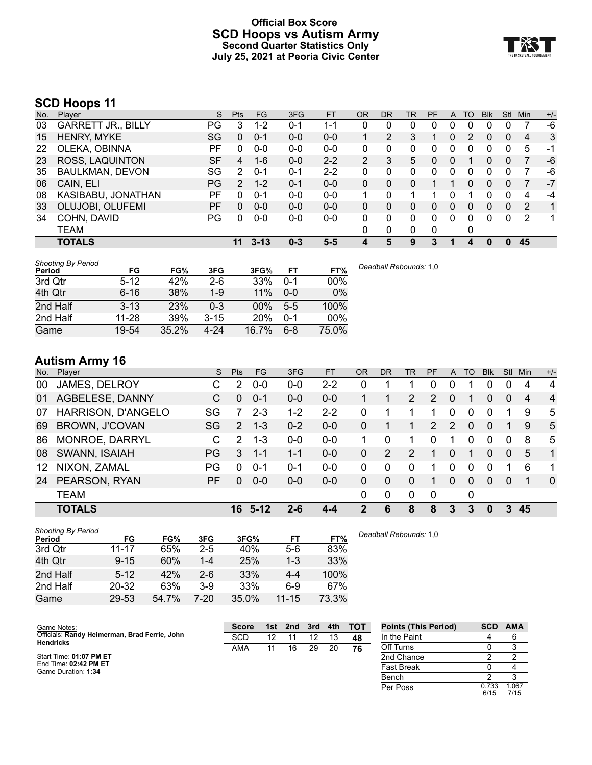# Official Box Score
## SCD Hoops vs Autism Army
### Second Quarter Statistics Only
### July 25, 2021 at Peoria Civic Center

## SCD Hoops 11

| No. | Player | S | Pts | FG | 3FG | FT | OR | DR | TR | PF | A | TO | Blk | Stl | Min | +/- |
|---|---|---|---|---|---|---|---|---|---|---|---|---|---|---|---|---|
| 03 | GARRETT JR., BILLY | PG | 3 | 1-2 | 0-1 | 1-1 | 0 | 0 | 0 | 0 | 0 | 0 | 0 | 0 | 7 | -6 |
| 15 | HENRY, MYKE | SG | 0 | 0-1 | 0-0 | 0-0 | 1 | 2 | 3 | 1 | 0 | 2 | 0 | 0 | 4 | 3 |
| 22 | OLEKA, OBINNA | PF | 0 | 0-0 | 0-0 | 0-0 | 0 | 0 | 0 | 0 | 0 | 0 | 0 | 0 | 5 | -1 |
| 23 | ROSS, LAQUINTON | SF | 4 | 1-6 | 0-0 | 2-2 | 2 | 3 | 5 | 0 | 0 | 1 | 0 | 0 | 7 | -6 |
| 35 | BAULKMAN, DEVON | SG | 2 | 0-1 | 0-1 | 2-2 | 0 | 0 | 0 | 0 | 0 | 0 | 0 | 0 | 7 | -6 |
| 06 | CAIN, ELI | PG | 2 | 1-2 | 0-1 | 0-0 | 0 | 0 | 0 | 1 | 1 | 0 | 0 | 0 | 7 | -7 |
| 08 | KASIBABU, JONATHAN | PF | 0 | 0-1 | 0-0 | 0-0 | 1 | 0 | 1 | 1 | 0 | 1 | 0 | 0 | 4 | -4 |
| 33 | OLUJOBI, OLUFEMI | PF | 0 | 0-0 | 0-0 | 0-0 | 0 | 0 | 0 | 0 | 0 | 0 | 0 | 0 | 2 | 1 |
| 34 | COHN, DAVID | PG | 0 | 0-0 | 0-0 | 0-0 | 0 | 0 | 0 | 0 | 0 | 0 | 0 | 0 | 2 | 1 |
| | TEAM | | | | | | 0 | 0 | 0 | 0 | | 0 | | | | |
| | **TOTALS** | | **11** | **3-13** | **0-3** | **5-5** | **4** | **5** | **9** | **3** | **1** | **4** | **0** | **0** | **45** | |

*Shooting By Period*

| Period | FG | FG% | 3FG | 3FG% | FT | FT% |
|---|---|---|---|---|---|---|
| 3rd Qtr | 5-12 | 42% | 2-6 | 33% | 0-1 | 00% |
| 4th Qtr | 6-16 | 38% | 1-9 | 11% | 0-0 | 0% |
| 2nd Half | 3-13 | 23% | 0-3 | 00% | 5-5 | 100% |
| 2nd Half | 11-28 | 39% | 3-15 | 20% | 0-1 | 00% |
| Game | 19-54 | 35.2% | 4-24 | 16.7% | 6-8 | 75.0% |

*Deadball Rebounds:* 1,0

## Autism Army 16

| No. | Player | S | Pts | FG | 3FG | FT | OR | DR | TR | PF | A | TO | Blk | Stl | Min | +/- |
|---|---|---|---|---|---|---|---|---|---|---|---|---|---|---|---|---|
| 00 | JAMES, DELROY | C | 2 | 0-0 | 0-0 | 2-2 | 0 | 1 | 1 | 0 | 0 | 1 | 0 | 0 | 4 | 4 |
| 01 | AGBELESE, DANNY | C | 0 | 0-1 | 0-0 | 0-0 | 1 | 1 | 2 | 2 | 0 | 1 | 0 | 0 | 4 | 4 |
| 07 | HARRISON, D'ANGELO | SG | 7 | 2-3 | 1-2 | 2-2 | 0 | 1 | 1 | 1 | 0 | 0 | 0 | 1 | 9 | 5 |
| 69 | BROWN, J'COVAN | SG | 2 | 1-3 | 0-2 | 0-0 | 0 | 1 | 1 | 2 | 2 | 0 | 0 | 1 | 9 | 5 |
| 86 | MONROE, DARRYL | C | 2 | 1-3 | 0-0 | 0-0 | 1 | 0 | 1 | 0 | 1 | 0 | 0 | 0 | 8 | 5 |
| 08 | SWANN, ISAIAH | PG | 3 | 1-1 | 1-1 | 0-0 | 0 | 2 | 2 | 1 | 0 | 1 | 0 | 0 | 5 | 1 |
| 12 | NIXON, ZAMAL | PG | 0 | 0-1 | 0-1 | 0-0 | 0 | 0 | 0 | 1 | 0 | 0 | 0 | 1 | 6 | 1 |
| 24 | PEARSON, RYAN | PF | 0 | 0-0 | 0-0 | 0-0 | 0 | 0 | 0 | 1 | 0 | 0 | 0 | 0 | 1 | 0 |
| | TEAM | | | | | | 0 | 0 | 0 | 0 | | 0 | | | | |
| | **TOTALS** | | **16** | **5-12** | **2-6** | **4-4** | **2** | **6** | **8** | **8** | **3** | **3** | **0** | **3** | **45** | |

*Shooting By Period*

| Period | FG | FG% | 3FG | 3FG% | FT | FT% |
|---|---|---|---|---|---|---|
| 3rd Qtr | 11-17 | 65% | 2-5 | 40% | 5-6 | 83% |
| 4th Qtr | 9-15 | 60% | 1-4 | 25% | 1-3 | 33% |
| 2nd Half | 5-12 | 42% | 2-6 | 33% | 4-4 | 100% |
| 2nd Half | 20-32 | 63% | 3-9 | 33% | 6-9 | 67% |
| Game | 29-53 | 54.7% | 7-20 | 35.0% | 11-15 | 73.3% |

*Deadball Rebounds:* 1,0

Game Notes:
Officials: **Randy Heimerman, Brad Ferrie, John Hendricks**

Start Time: **01:07 PM ET**
End Time: **02:42 PM ET**
Game Duration: **1:34**

| Score | 1st | 2nd | 3rd | 4th | TOT |
|---|---|---|---|---|---|
| SCD | 12 | 11 | 12 | 13 | **48** |
| AMA | 11 | 16 | 29 | 20 | **76** |

| Points (This Period) | SCD | AMA |
|---|---|---|
| In the Paint | 4 | 6 |
| Off Turns | 0 | 3 |
| 2nd Chance | 2 | 2 |
| Fast Break | 0 | 4 |
| Bench | 2 | 3 |
| Per Poss | 0.733 6/15 | 1.067 7/15 |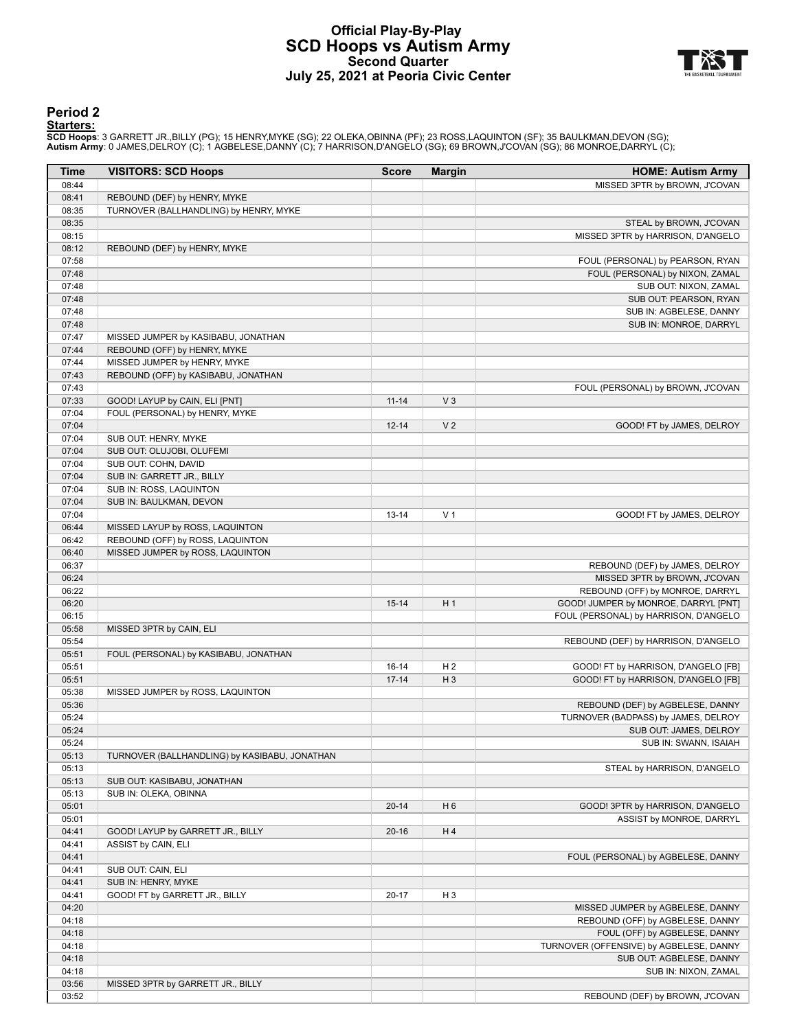# Official Play-By-Play
## SCD Hoops vs Autism Army
### Second Quarter
### July 25, 2021 at Peoria Civic Center

## Period 2

**Starters:**

**SCD Hoops**: 3 GARRETT JR.,BILLY (PG); 15 HENRY,MYKE (SG); 22 OLEKA,OBINNA (PF); 23 ROSS,LAQUINTON (SF); 35 BAULKMAN,DEVON (SG);
**Autism Army**: 0 JAMES,DELROY (C); 1 AGBELESE,DANNY (C); 7 HARRISON,D'ANGELO (SG); 69 BROWN,J'COVAN (SG); 86 MONROE,DARRYL (C);

| Time | VISITORS: SCD Hoops | Score | Margin | HOME: Autism Army |
|---|---|---|---|---|
| 08:44 | | | | MISSED 3PTR by BROWN, J'COVAN |
| 08:41 | REBOUND (DEF) by HENRY, MYKE | | | |
| 08:35 | TURNOVER (BALLHANDLING) by HENRY, MYKE | | | |
| 08:35 | | | | STEAL by BROWN, J'COVAN |
| 08:15 | | | | MISSED 3PTR by HARRISON, D'ANGELO |
| 08:12 | REBOUND (DEF) by HENRY, MYKE | | | |
| 07:58 | | | | FOUL (PERSONAL) by PEARSON, RYAN |
| 07:48 | | | | FOUL (PERSONAL) by NIXON, ZAMAL |
| 07:48 | | | | SUB OUT: NIXON, ZAMAL |
| 07:48 | | | | SUB OUT: PEARSON, RYAN |
| 07:48 | | | | SUB IN: AGBELESE, DANNY |
| 07:48 | | | | SUB IN: MONROE, DARRYL |
| 07:47 | MISSED JUMPER by KASIBABU, JONATHAN | | | |
| 07:44 | REBOUND (OFF) by HENRY, MYKE | | | |
| 07:44 | MISSED JUMPER by HENRY, MYKE | | | |
| 07:43 | REBOUND (OFF) by KASIBABU, JONATHAN | | | |
| 07:43 | | | | FOUL (PERSONAL) by BROWN, J'COVAN |
| 07:33 | GOOD! LAYUP by CAIN, ELI [PNT] | 11-14 | V 3 | |
| 07:04 | FOUL (PERSONAL) by HENRY, MYKE | | | |
| 07:04 | | 12-14 | V 2 | GOOD! FT by JAMES, DELROY |
| 07:04 | SUB OUT: HENRY, MYKE | | | |
| 07:04 | SUB OUT: OLUJOBI, OLUFEMI | | | |
| 07:04 | SUB OUT: COHN, DAVID | | | |
| 07:04 | SUB IN: GARRETT JR., BILLY | | | |
| 07:04 | SUB IN: ROSS, LAQUINTON | | | |
| 07:04 | SUB IN: BAULKMAN, DEVON | | | |
| 07:04 | | 13-14 | V 1 | GOOD! FT by JAMES, DELROY |
| 06:44 | MISSED LAYUP by ROSS, LAQUINTON | | | |
| 06:42 | REBOUND (OFF) by ROSS, LAQUINTON | | | |
| 06:40 | MISSED JUMPER by ROSS, LAQUINTON | | | |
| 06:37 | | | | REBOUND (DEF) by JAMES, DELROY |
| 06:24 | | | | MISSED 3PTR by BROWN, J'COVAN |
| 06:22 | | | | REBOUND (OFF) by MONROE, DARRYL |
| 06:20 | | 15-14 | H 1 | GOOD! JUMPER by MONROE, DARRYL [PNT] |
| 06:15 | | | | FOUL (PERSONAL) by HARRISON, D'ANGELO |
| 05:58 | MISSED 3PTR by CAIN, ELI | | | |
| 05:54 | | | | REBOUND (DEF) by HARRISON, D'ANGELO |
| 05:51 | FOUL (PERSONAL) by KASIBABU, JONATHAN | | | |
| 05:51 | | 16-14 | H 2 | GOOD! FT by HARRISON, D'ANGELO [FB] |
| 05:51 | | 17-14 | H 3 | GOOD! FT by HARRISON, D'ANGELO [FB] |
| 05:38 | MISSED JUMPER by ROSS, LAQUINTON | | | |
| 05:36 | | | | REBOUND (DEF) by AGBELESE, DANNY |
| 05:24 | | | | TURNOVER (BADPASS) by JAMES, DELROY |
| 05:24 | | | | SUB OUT: JAMES, DELROY |
| 05:24 | | | | SUB IN: SWANN, ISAIAH |
| 05:13 | TURNOVER (BALLHANDLING) by KASIBABU, JONATHAN | | | |
| 05:13 | | | | STEAL by HARRISON, D'ANGELO |
| 05:13 | SUB OUT: KASIBABU, JONATHAN | | | |
| 05:13 | SUB IN: OLEKA, OBINNA | | | |
| 05:01 | | 20-14 | H 6 | GOOD! 3PTR by HARRISON, D'ANGELO |
| 05:01 | | | | ASSIST by MONROE, DARRYL |
| 04:41 | GOOD! LAYUP by GARRETT JR., BILLY | 20-16 | H 4 | |
| 04:41 | ASSIST by CAIN, ELI | | | |
| 04:41 | | | | FOUL (PERSONAL) by AGBELESE, DANNY |
| 04:41 | SUB OUT: CAIN, ELI | | | |
| 04:41 | SUB IN: HENRY, MYKE | | | |
| 04:41 | GOOD! FT by GARRETT JR., BILLY | 20-17 | H 3 | |
| 04:20 | | | | MISSED JUMPER by AGBELESE, DANNY |
| 04:18 | | | | REBOUND (OFF) by AGBELESE, DANNY |
| 04:18 | | | | FOUL (OFF) by AGBELESE, DANNY |
| 04:18 | | | | TURNOVER (OFFENSIVE) by AGBELESE, DANNY |
| 04:18 | | | | SUB OUT: AGBELESE, DANNY |
| 04:18 | | | | SUB IN: NIXON, ZAMAL |
| 03:56 | MISSED 3PTR by GARRETT JR., BILLY | | | |
| 03:52 | | | | REBOUND (DEF) by BROWN, J'COVAN |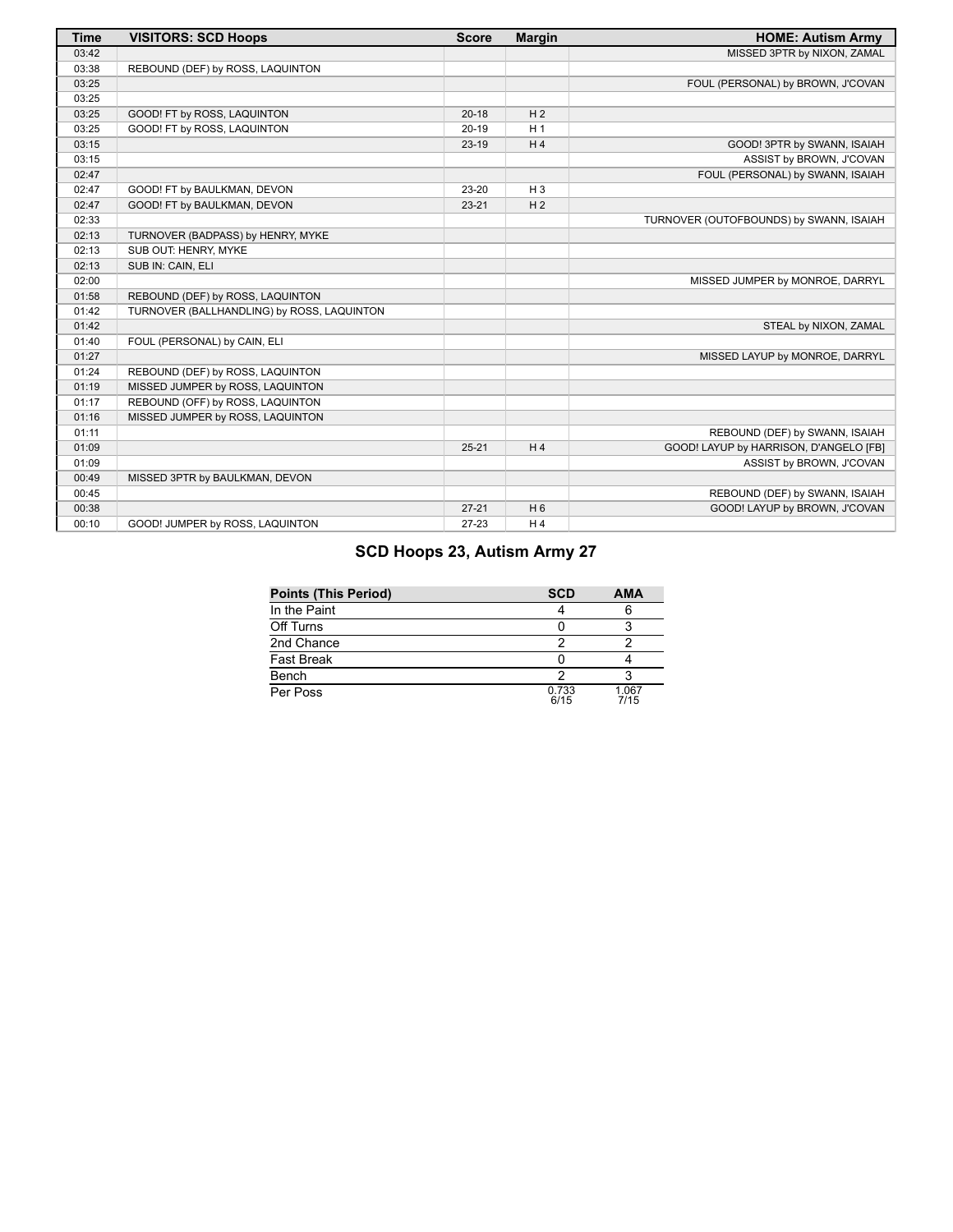| Time | VISITORS: SCD Hoops | Score | Margin | HOME: Autism Army |
| --- | --- | --- | --- | --- |
| 03:42 | | | | MISSED 3PTR by NIXON, ZAMAL |
| 03:38 | REBOUND (DEF) by ROSS, LAQUINTON | | | |
| 03:25 | | | | FOUL (PERSONAL) by BROWN, J'COVAN |
| 03:25 | | | | |
| 03:25 | GOOD! FT by ROSS, LAQUINTON | 20-18 | H 2 | |
| 03:25 | GOOD! FT by ROSS, LAQUINTON | 20-19 | H 1 | |
| 03:15 | | 23-19 | H 4 | GOOD! 3PTR by SWANN, ISAIAH |
| 03:15 | | | | ASSIST by BROWN, J'COVAN |
| 02:47 | | | | FOUL (PERSONAL) by SWANN, ISAIAH |
| 02:47 | GOOD! FT by BAULKMAN, DEVON | 23-20 | H 3 | |
| 02:47 | GOOD! FT by BAULKMAN, DEVON | 23-21 | H 2 | |
| 02:33 | | | | TURNOVER (OUTOFBOUNDS) by SWANN, ISAIAH |
| 02:13 | TURNOVER (BADPASS) by HENRY, MYKE | | | |
| 02:13 | SUB OUT: HENRY, MYKE | | | |
| 02:13 | SUB IN: CAIN, ELI | | | |
| 02:00 | | | | MISSED JUMPER by MONROE, DARRYL |
| 01:58 | REBOUND (DEF) by ROSS, LAQUINTON | | | |
| 01:42 | TURNOVER (BALLHANDLING) by ROSS, LAQUINTON | | | |
| 01:42 | | | | STEAL by NIXON, ZAMAL |
| 01:40 | FOUL (PERSONAL) by CAIN, ELI | | | |
| 01:27 | | | | MISSED LAYUP by MONROE, DARRYL |
| 01:24 | REBOUND (DEF) by ROSS, LAQUINTON | | | |
| 01:19 | MISSED JUMPER by ROSS, LAQUINTON | | | |
| 01:17 | REBOUND (OFF) by ROSS, LAQUINTON | | | |
| 01:16 | MISSED JUMPER by ROSS, LAQUINTON | | | |
| 01:11 | | | | REBOUND (DEF) by SWANN, ISAIAH |
| 01:09 | | 25-21 | H 4 | GOOD! LAYUP by HARRISON, D'ANGELO [FB] |
| 01:09 | | | | ASSIST by BROWN, J'COVAN |
| 00:49 | MISSED 3PTR by BAULKMAN, DEVON | | | |
| 00:45 | | | | REBOUND (DEF) by SWANN, ISAIAH |
| 00:38 | | 27-21 | H 6 | GOOD! LAYUP by BROWN, J'COVAN |
| 00:10 | GOOD! JUMPER by ROSS, LAQUINTON | 27-23 | H 4 | |

## SCD Hoops 23, Autism Army 27

| Points (This Period) | SCD | AMA |
| --- | --- | --- |
| In the Paint | 4 | 6 |
| Off Turns | 0 | 3 |
| 2nd Chance | 2 | 2 |
| Fast Break | 0 | 4 |
| Bench | 2 | 3 |
| Per Poss | 0.733 6/15 | 1.067 7/15 |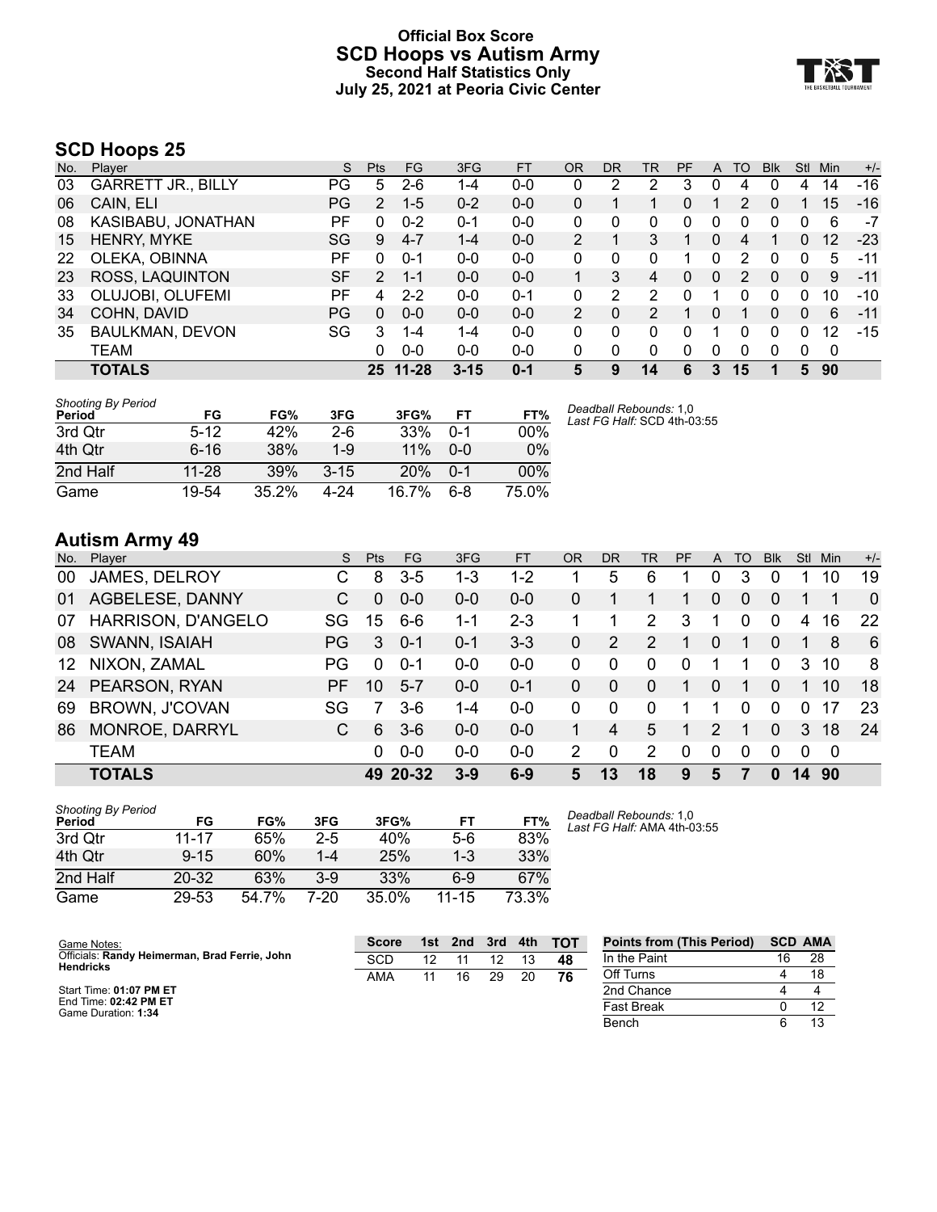# Official Box Score
# SCD Hoops vs Autism Army
## Second Half Statistics Only
## July 25, 2021 at Peoria Civic Center

## SCD Hoops 25

| No. | Player | S | Pts | FG | 3FG | FT | OR | DR | TR | PF | A | TO | Blk | Stl | Min | +/- |
|---|---|---|---|---|---|---|---|---|---|---|---|---|---|---|---|---|
| 03 | GARRETT JR., BILLY | PG | 5 | 2-6 | 1-4 | 0-0 | 0 | 2 | 2 | 3 | 0 | 4 | 0 | 4 | 14 | -16 |
| 06 | CAIN, ELI | PG | 2 | 1-5 | 0-2 | 0-0 | 0 | 1 | 1 | 0 | 1 | 2 | 0 | 1 | 15 | -16 |
| 08 | KASIBABU, JONATHAN | PF | 0 | 0-2 | 0-1 | 0-0 | 0 | 0 | 0 | 0 | 0 | 0 | 0 | 0 | 6 | -7 |
| 15 | HENRY, MYKE | SG | 9 | 4-7 | 1-4 | 0-0 | 2 | 1 | 3 | 1 | 0 | 4 | 1 | 0 | 12 | -23 |
| 22 | OLEKA, OBINNA | PF | 0 | 0-1 | 0-0 | 0-0 | 0 | 0 | 0 | 1 | 0 | 2 | 0 | 0 | 5 | -11 |
| 23 | ROSS, LAQUINTON | SF | 2 | 1-1 | 0-0 | 0-0 | 1 | 3 | 4 | 0 | 0 | 2 | 0 | 0 | 9 | -11 |
| 33 | OLUJOBI, OLUFEMI | PF | 4 | 2-2 | 0-0 | 0-1 | 0 | 2 | 2 | 0 | 1 | 0 | 0 | 0 | 10 | -10 |
| 34 | COHN, DAVID | PG | 0 | 0-0 | 0-0 | 0-0 | 2 | 0 | 2 | 1 | 0 | 1 | 0 | 0 | 6 | -11 |
| 35 | BAULKMAN, DEVON | SG | 3 | 1-4 | 1-4 | 0-0 | 0 | 0 | 0 | 0 | 1 | 0 | 0 | 0 | 12 | -15 |
| | TEAM | | 0 | 0-0 | 0-0 | 0-0 | 0 | 0 | 0 | 0 | 0 | 0 | 0 | 0 | 0 | |
| | **TOTALS** | | **25** | **11-28** | **3-15** | **0-1** | **5** | **9** | **14** | **6** | **3** | **15** | **1** | **5** | **90** | |

*Shooting By Period*

| Period | FG | FG% | 3FG | 3FG% | FT | FT% |
|---|---|---|---|---|---|---|
| 3rd Qtr | 5-12 | 42% | 2-6 | 33% | 0-1 | 00% |
| 4th Qtr | 6-16 | 38% | 1-9 | 11% | 0-0 | 0% |
| 2nd Half | 11-28 | 39% | 3-15 | 20% | 0-1 | 00% |
| Game | 19-54 | 35.2% | 4-24 | 16.7% | 6-8 | 75.0% |

*Deadball Rebounds:* 1,0
*Last FG Half:* SCD 4th-03:55

## Autism Army 49

| No. | Player | S | Pts | FG | 3FG | FT | OR | DR | TR | PF | A | TO | Blk | Stl | Min | +/- |
|---|---|---|---|---|---|---|---|---|---|---|---|---|---|---|---|---|
| 00 | JAMES, DELROY | C | 8 | 3-5 | 1-3 | 1-2 | 1 | 5 | 6 | 1 | 0 | 3 | 0 | 1 | 10 | 19 |
| 01 | AGBELESE, DANNY | C | 0 | 0-0 | 0-0 | 0-0 | 0 | 1 | 1 | 1 | 0 | 0 | 0 | 1 | 1 | 0 |
| 07 | HARRISON, D'ANGELO | SG | 15 | 6-6 | 1-1 | 2-3 | 1 | 1 | 2 | 3 | 1 | 0 | 0 | 4 | 16 | 22 |
| 08 | SWANN, ISAIAH | PG | 3 | 0-1 | 0-1 | 3-3 | 0 | 2 | 2 | 1 | 0 | 1 | 0 | 1 | 8 | 6 |
| 12 | NIXON, ZAMAL | PG | 0 | 0-1 | 0-0 | 0-0 | 0 | 0 | 0 | 0 | 1 | 1 | 0 | 3 | 10 | 8 |
| 24 | PEARSON, RYAN | PF | 10 | 5-7 | 0-0 | 0-1 | 0 | 0 | 0 | 1 | 0 | 1 | 0 | 1 | 10 | 18 |
| 69 | BROWN, J'COVAN | SG | 7 | 3-6 | 1-4 | 0-0 | 0 | 0 | 0 | 1 | 1 | 0 | 0 | 0 | 17 | 23 |
| 86 | MONROE, DARRYL | C | 6 | 3-6 | 0-0 | 0-0 | 1 | 4 | 5 | 1 | 2 | 1 | 0 | 3 | 18 | 24 |
| | TEAM | | 0 | 0-0 | 0-0 | 0-0 | 2 | 0 | 2 | 0 | 0 | 0 | 0 | 0 | 0 | |
| | **TOTALS** | | **49** | **20-32** | **3-9** | **6-9** | **5** | **13** | **18** | **9** | **5** | **7** | **0** | **14** | **90** | |

*Shooting By Period*

| Period | FG | FG% | 3FG | 3FG% | FT | FT% |
|---|---|---|---|---|---|---|
| 3rd Qtr | 11-17 | 65% | 2-5 | 40% | 5-6 | 83% |
| 4th Qtr | 9-15 | 60% | 1-4 | 25% | 1-3 | 33% |
| 2nd Half | 20-32 | 63% | 3-9 | 33% | 6-9 | 67% |
| Game | 29-53 | 54.7% | 7-20 | 35.0% | 11-15 | 73.3% |

*Deadball Rebounds:* 1,0
*Last FG Half:* AMA 4th-03:55

Game Notes:
Officials: **Randy Heimerman, Brad Ferrie, John Hendricks**

Start Time: **01:07 PM ET**
End Time: **02:42 PM ET**
Game Duration: **1:34**

| Score | 1st | 2nd | 3rd | 4th | TOT |
|---|---|---|---|---|---|
| SCD | 12 | 11 | 12 | 13 | **48** |
| AMA | 11 | 16 | 29 | 20 | **76** |

| Points from (This Period) | SCD | AMA |
|---|---|---|
| In the Paint | 16 | 28 |
| Off Turns | 4 | 18 |
| 2nd Chance | 4 | 4 |
| Fast Break | 0 | 12 |
| Bench | 6 | 13 |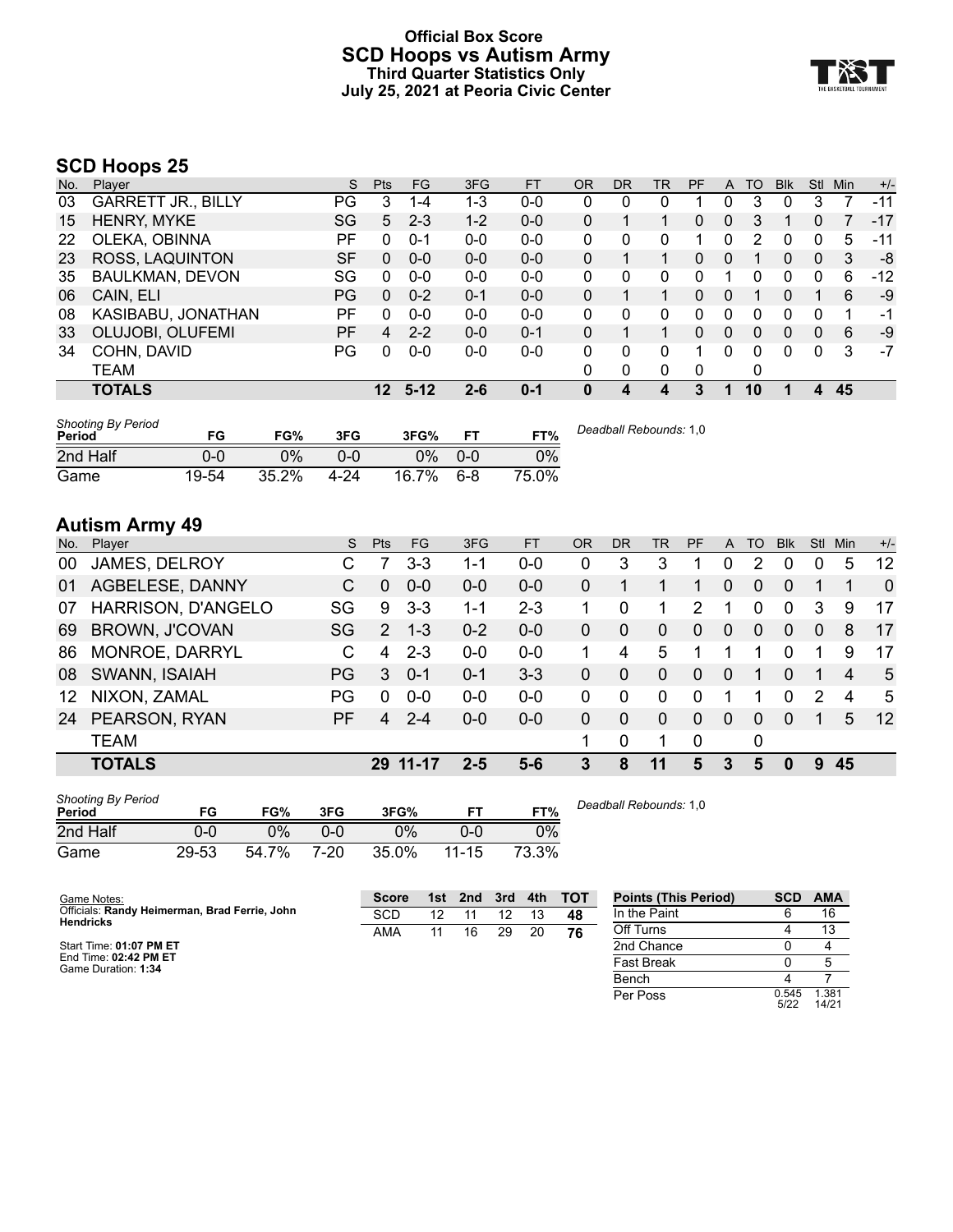# Official Box Score
## SCD Hoops vs Autism Army
### Third Quarter Statistics Only
### July 25, 2021 at Peoria Civic Center

## SCD Hoops 25

| No. | Player | S | Pts | FG | 3FG | FT | OR | DR | TR | PF | A | TO | Blk | Stl | Min | +/- |
|---|---|---|---|---|---|---|---|---|---|---|---|---|---|---|---|---|
| 03 | GARRETT JR., BILLY | PG | 3 | 1-4 | 1-3 | 0-0 | 0 | 0 | 0 | 1 | 0 | 3 | 0 | 3 | 7 | -11 |
| 15 | HENRY, MYKE | SG | 5 | 2-3 | 1-2 | 0-0 | 0 | 1 | 1 | 0 | 0 | 3 | 1 | 0 | 7 | -17 |
| 22 | OLEKA, OBINNA | PF | 0 | 0-1 | 0-0 | 0-0 | 0 | 0 | 0 | 1 | 0 | 2 | 0 | 0 | 5 | -11 |
| 23 | ROSS, LAQUINTON | SF | 0 | 0-0 | 0-0 | 0-0 | 0 | 1 | 1 | 0 | 0 | 1 | 0 | 0 | 3 | -8 |
| 35 | BAULKMAN, DEVON | SG | 0 | 0-0 | 0-0 | 0-0 | 0 | 0 | 0 | 0 | 1 | 0 | 0 | 0 | 6 | -12 |
| 06 | CAIN, ELI | PG | 0 | 0-2 | 0-1 | 0-0 | 0 | 1 | 1 | 0 | 0 | 1 | 0 | 1 | 6 | -9 |
| 08 | KASIBABU, JONATHAN | PF | 0 | 0-0 | 0-0 | 0-0 | 0 | 0 | 0 | 0 | 0 | 0 | 0 | 0 | 1 | -1 |
| 33 | OLUJOBI, OLUFEMI | PF | 4 | 2-2 | 0-0 | 0-1 | 0 | 1 | 1 | 0 | 0 | 0 | 0 | 0 | 6 | -9 |
| 34 | COHN, DAVID | PG | 0 | 0-0 | 0-0 | 0-0 | 0 | 0 | 0 | 1 | 0 | 0 | 0 | 0 | 3 | -7 |
| | TEAM | | | | | | 0 | 0 | 0 | 0 | | 0 | | | | |
| | **TOTALS** | | **12** | **5-12** | **2-6** | **0-1** | **0** | **4** | **4** | **3** | **1** | **10** | **1** | **4** | **45** | |

*Shooting By Period*

| Period | FG | FG% | 3FG | 3FG% | FT | FT% |
|---|---|---|---|---|---|---|
| 2nd Half | 0-0 | 0% | 0-0 | 0% | 0-0 | 0% |
| Game | 19-54 | 35.2% | 4-24 | 16.7% | 6-8 | 75.0% |

*Deadball Rebounds:* 1,0

## Autism Army 49

| No. | Player | S | Pts | FG | 3FG | FT | OR | DR | TR | PF | A | TO | Blk | Stl | Min | +/- |
|---|---|---|---|---|---|---|---|---|---|---|---|---|---|---|---|---|
| 00 | JAMES, DELROY | C | 7 | 3-3 | 1-1 | 0-0 | 0 | 3 | 3 | 1 | 0 | 2 | 0 | 0 | 5 | 12 |
| 01 | AGBELESE, DANNY | C | 0 | 0-0 | 0-0 | 0-0 | 0 | 1 | 1 | 1 | 0 | 0 | 0 | 1 | 1 | 0 |
| 07 | HARRISON, D'ANGELO | SG | 9 | 3-3 | 1-1 | 2-3 | 1 | 0 | 1 | 2 | 1 | 0 | 0 | 3 | 9 | 17 |
| 69 | BROWN, J'COVAN | SG | 2 | 1-3 | 0-2 | 0-0 | 0 | 0 | 0 | 0 | 0 | 0 | 0 | 0 | 8 | 17 |
| 86 | MONROE, DARRYL | C | 4 | 2-3 | 0-0 | 0-0 | 1 | 4 | 5 | 1 | 1 | 1 | 0 | 1 | 9 | 17 |
| 08 | SWANN, ISAIAH | PG | 3 | 0-1 | 0-1 | 3-3 | 0 | 0 | 0 | 0 | 0 | 1 | 0 | 1 | 4 | 5 |
| 12 | NIXON, ZAMAL | PG | 0 | 0-0 | 0-0 | 0-0 | 0 | 0 | 0 | 0 | 1 | 1 | 0 | 2 | 4 | 5 |
| 24 | PEARSON, RYAN | PF | 4 | 2-4 | 0-0 | 0-0 | 0 | 0 | 0 | 0 | 0 | 0 | 0 | 1 | 5 | 12 |
| | TEAM | | | | | | 1 | 0 | 1 | 0 | | 0 | | | | |
| | **TOTALS** | | **29** | **11-17** | **2-5** | **5-6** | **3** | **8** | **11** | **5** | **3** | **5** | **0** | **9** | **45** | |

*Shooting By Period*

| Period | FG | FG% | 3FG | 3FG% | FT | FT% |
|---|---|---|---|---|---|---|
| 2nd Half | 0-0 | 0% | 0-0 | 0% | 0-0 | 0% |
| Game | 29-53 | 54.7% | 7-20 | 35.0% | 11-15 | 73.3% |

*Deadball Rebounds:* 1,0

Game Notes:
Officials: **Randy Heimerman, Brad Ferrie, John Hendricks**

Start Time: **01:07 PM ET**
End Time: **02:42 PM ET**
Game Duration: **1:34**

| Score | 1st | 2nd | 3rd | 4th | TOT |
|---|---|---|---|---|---|
| SCD | 12 | 11 | 12 | 13 | **48** |
| AMA | 11 | 16 | 29 | 20 | **76** |

| Points (This Period) | SCD | AMA |
|---|---|---|
| In the Paint | 6 | 16 |
| Off Turns | 4 | 13 |
| 2nd Chance | 0 | 4 |
| Fast Break | 0 | 5 |
| Bench | 4 | 7 |
| Per Poss | 0.545 5/22 | 1.381 14/21 |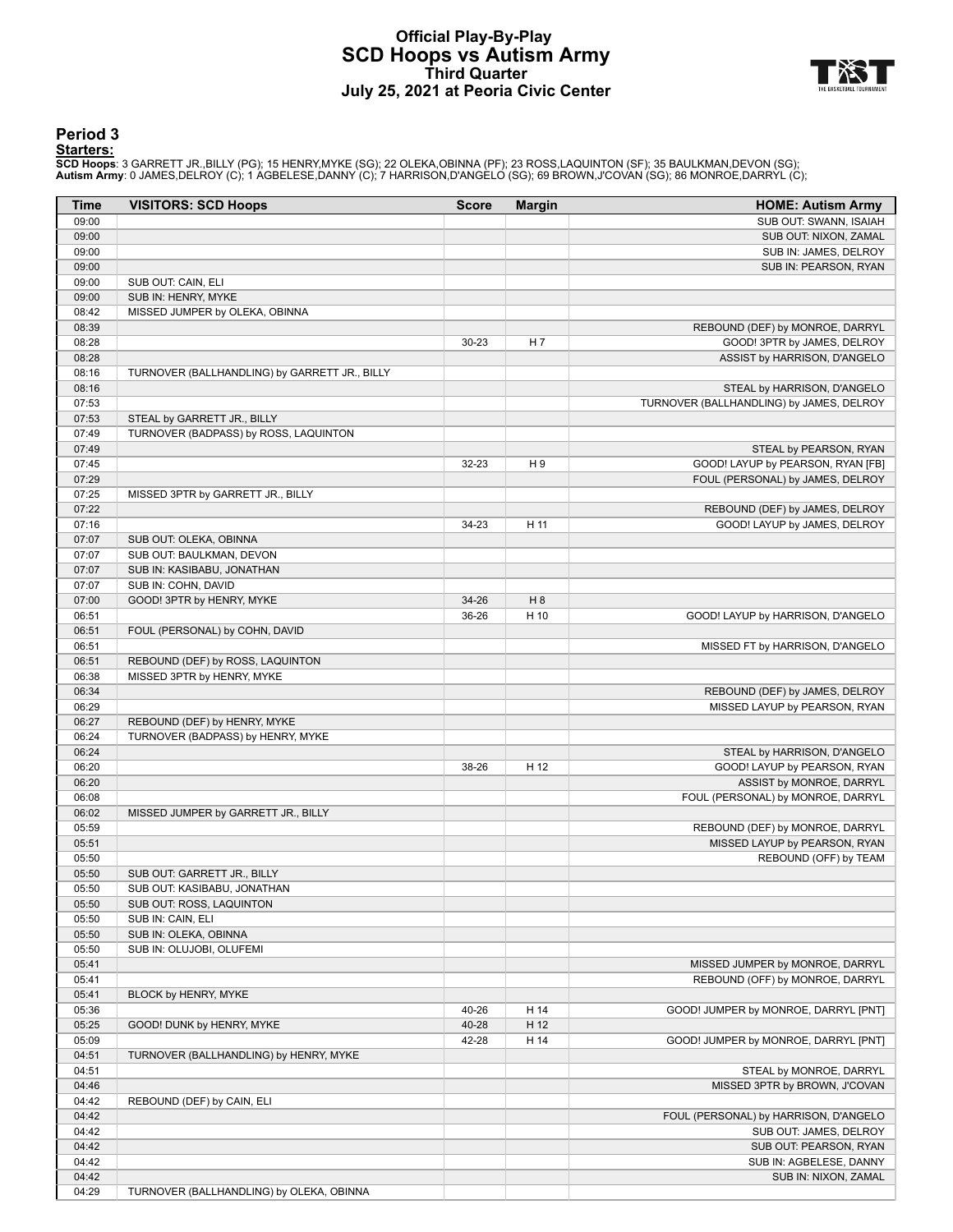# Official Play-By-Play
## SCD Hoops vs Autism Army
### Third Quarter
### July 25, 2021 at Peoria Civic Center

## Period 3

**Starters:**

**SCD Hoops**: 3 GARRETT JR.,BILLY (PG); 15 HENRY,MYKE (SG); 22 OLEKA,OBINNA (PF); 23 ROSS,LAQUINTON (SF); 35 BAULKMAN,DEVON (SG);
**Autism Army**: 0 JAMES,DELROY (C); 1 AGBELESE,DANNY (C); 7 HARRISON,D'ANGELO (SG); 69 BROWN,J'COVAN (SG); 86 MONROE,DARRYL (C);

| Time | VISITORS: SCD Hoops | Score | Margin | HOME: Autism Army |
|---|---|---|---|---|
| 09:00 | | | | SUB OUT: SWANN, ISAIAH |
| 09:00 | | | | SUB OUT: NIXON, ZAMAL |
| 09:00 | | | | SUB IN: JAMES, DELROY |
| 09:00 | | | | SUB IN: PEARSON, RYAN |
| 09:00 | SUB OUT: CAIN, ELI | | | |
| 09:00 | SUB IN: HENRY, MYKE | | | |
| 08:42 | MISSED JUMPER by OLEKA, OBINNA | | | |
| 08:39 | | | | REBOUND (DEF) by MONROE, DARRYL |
| 08:28 | | 30-23 | H 7 | GOOD! 3PTR by JAMES, DELROY |
| 08:28 | | | | ASSIST by HARRISON, D'ANGELO |
| 08:16 | TURNOVER (BALLHANDLING) by GARRETT JR., BILLY | | | |
| 08:16 | | | | STEAL by HARRISON, D'ANGELO |
| 07:53 | | | | TURNOVER (BALLHANDLING) by JAMES, DELROY |
| 07:53 | STEAL by GARRETT JR., BILLY | | | |
| 07:49 | TURNOVER (BADPASS) by ROSS, LAQUINTON | | | |
| 07:49 | | | | STEAL by PEARSON, RYAN |
| 07:45 | | 32-23 | H 9 | GOOD! LAYUP by PEARSON, RYAN [FB] |
| 07:29 | | | | FOUL (PERSONAL) by JAMES, DELROY |
| 07:25 | MISSED 3PTR by GARRETT JR., BILLY | | | |
| 07:22 | | | | REBOUND (DEF) by JAMES, DELROY |
| 07:16 | | 34-23 | H 11 | GOOD! LAYUP by JAMES, DELROY |
| 07:07 | SUB OUT: OLEKA, OBINNA | | | |
| 07:07 | SUB OUT: BAULKMAN, DEVON | | | |
| 07:07 | SUB IN: KASIBABU, JONATHAN | | | |
| 07:07 | SUB IN: COHN, DAVID | | | |
| 07:00 | GOOD! 3PTR by HENRY, MYKE | 34-26 | H 8 | |
| 06:51 | | 36-26 | H 10 | GOOD! LAYUP by HARRISON, D'ANGELO |
| 06:51 | FOUL (PERSONAL) by COHN, DAVID | | | |
| 06:51 | | | | MISSED FT by HARRISON, D'ANGELO |
| 06:51 | REBOUND (DEF) by ROSS, LAQUINTON | | | |
| 06:38 | MISSED 3PTR by HENRY, MYKE | | | |
| 06:34 | | | | REBOUND (DEF) by JAMES, DELROY |
| 06:29 | | | | MISSED LAYUP by PEARSON, RYAN |
| 06:27 | REBOUND (DEF) by HENRY, MYKE | | | |
| 06:24 | TURNOVER (BADPASS) by HENRY, MYKE | | | |
| 06:24 | | | | STEAL by HARRISON, D'ANGELO |
| 06:20 | | 38-26 | H 12 | GOOD! LAYUP by PEARSON, RYAN |
| 06:20 | | | | ASSIST by MONROE, DARRYL |
| 06:08 | | | | FOUL (PERSONAL) by MONROE, DARRYL |
| 06:02 | MISSED JUMPER by GARRETT JR., BILLY | | | |
| 05:59 | | | | REBOUND (DEF) by MONROE, DARRYL |
| 05:51 | | | | MISSED LAYUP by PEARSON, RYAN |
| 05:50 | | | | REBOUND (OFF) by TEAM |
| 05:50 | SUB OUT: GARRETT JR., BILLY | | | |
| 05:50 | SUB OUT: KASIBABU, JONATHAN | | | |
| 05:50 | SUB OUT: ROSS, LAQUINTON | | | |
| 05:50 | SUB IN: CAIN, ELI | | | |
| 05:50 | SUB IN: OLEKA, OBINNA | | | |
| 05:50 | SUB IN: OLUJOBI, OLUFEMI | | | |
| 05:41 | | | | MISSED JUMPER by MONROE, DARRYL |
| 05:41 | | | | REBOUND (OFF) by MONROE, DARRYL |
| 05:41 | BLOCK by HENRY, MYKE | | | |
| 05:36 | | 40-26 | H 14 | GOOD! JUMPER by MONROE, DARRYL [PNT] |
| 05:25 | GOOD! DUNK by HENRY, MYKE | 40-28 | H 12 | |
| 05:09 | | 42-28 | H 14 | GOOD! JUMPER by MONROE, DARRYL [PNT] |
| 04:51 | TURNOVER (BALLHANDLING) by HENRY, MYKE | | | |
| 04:51 | | | | STEAL by MONROE, DARRYL |
| 04:46 | | | | MISSED 3PTR by BROWN, J'COVAN |
| 04:42 | REBOUND (DEF) by CAIN, ELI | | | |
| 04:42 | | | | FOUL (PERSONAL) by HARRISON, D'ANGELO |
| 04:42 | | | | SUB OUT: JAMES, DELROY |
| 04:42 | | | | SUB OUT: PEARSON, RYAN |
| 04:42 | | | | SUB IN: AGBELESE, DANNY |
| 04:42 | | | | SUB IN: NIXON, ZAMAL |
| 04:29 | TURNOVER (BALLHANDLING) by OLEKA, OBINNA | | | |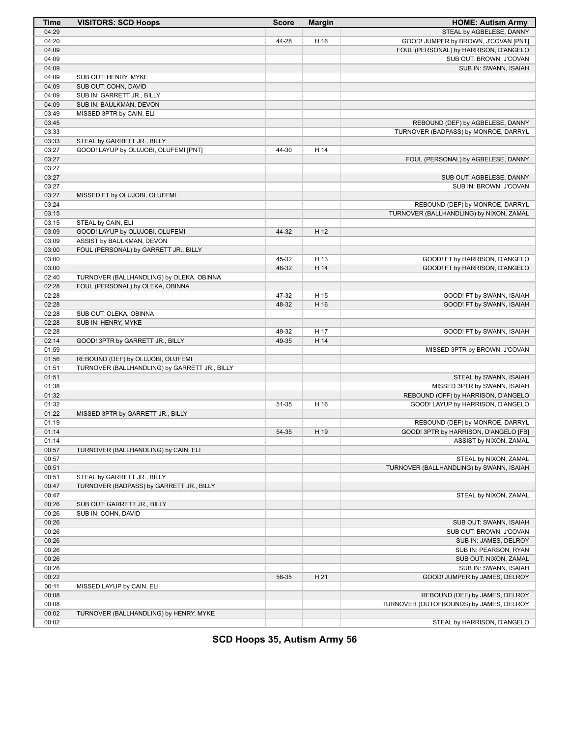| Time | VISITORS: SCD Hoops | Score | Margin | HOME: Autism Army |
|---|---|---|---|---|
| 04:29 | | | | STEAL by AGBELESE, DANNY |
| 04:20 | | 44-28 | H 16 | GOOD! JUMPER by BROWN, J'COVAN [PNT] |
| 04:09 | | | | FOUL (PERSONAL) by HARRISON, D'ANGELO |
| 04:09 | | | | SUB OUT: BROWN, J'COVAN |
| 04:09 | | | | SUB IN: SWANN, ISAIAH |
| 04:09 | SUB OUT: HENRY, MYKE | | | |
| 04:09 | SUB OUT: COHN, DAVID | | | |
| 04:09 | SUB IN: GARRETT JR., BILLY | | | |
| 04:09 | SUB IN: BAULKMAN, DEVON | | | |
| 03:49 | MISSED 3PTR by CAIN, ELI | | | |
| 03:45 | | | | REBOUND (DEF) by AGBELESE, DANNY |
| 03:33 | | | | TURNOVER (BADPASS) by MONROE, DARRYL |
| 03:33 | STEAL by GARRETT JR., BILLY | | | |
| 03:27 | GOOD! LAYUP by OLUJOBI, OLUFEMI [PNT] | 44-30 | H 14 | |
| 03:27 | | | | FOUL (PERSONAL) by AGBELESE, DANNY |
| 03:27 | | | | |
| 03:27 | | | | SUB OUT: AGBELESE, DANNY |
| 03:27 | | | | SUB IN: BROWN, J'COVAN |
| 03:27 | MISSED FT by OLUJOBI, OLUFEMI | | | |
| 03:24 | | | | REBOUND (DEF) by MONROE, DARRYL |
| 03:15 | | | | TURNOVER (BALLHANDLING) by NIXON, ZAMAL |
| 03:15 | STEAL by CAIN, ELI | | | |
| 03:09 | GOOD! LAYUP by OLUJOBI, OLUFEMI | 44-32 | H 12 | |
| 03:09 | ASSIST by BAULKMAN, DEVON | | | |
| 03:00 | FOUL (PERSONAL) by GARRETT JR., BILLY | | | |
| 03:00 | | 45-32 | H 13 | GOOD! FT by HARRISON, D'ANGELO |
| 03:00 | | 46-32 | H 14 | GOOD! FT by HARRISON, D'ANGELO |
| 02:40 | TURNOVER (BALLHANDLING) by OLEKA, OBINNA | | | |
| 02:28 | FOUL (PERSONAL) by OLEKA, OBINNA | | | |
| 02:28 | | 47-32 | H 15 | GOOD! FT by SWANN, ISAIAH |
| 02:28 | | 48-32 | H 16 | GOOD! FT by SWANN, ISAIAH |
| 02:28 | SUB OUT: OLEKA, OBINNA | | | |
| 02:28 | SUB IN: HENRY, MYKE | | | |
| 02:28 | | 49-32 | H 17 | GOOD! FT by SWANN, ISAIAH |
| 02:14 | GOOD! 3PTR by GARRETT JR., BILLY | 49-35 | H 14 | |
| 01:59 | | | | MISSED 3PTR by BROWN, J'COVAN |
| 01:56 | REBOUND (DEF) by OLUJOBI, OLUFEMI | | | |
| 01:51 | TURNOVER (BALLHANDLING) by GARRETT JR., BILLY | | | |
| 01:51 | | | | STEAL by SWANN, ISAIAH |
| 01:38 | | | | MISSED 3PTR by SWANN, ISAIAH |
| 01:32 | | | | REBOUND (OFF) by HARRISON, D'ANGELO |
| 01:32 | | 51-35 | H 16 | GOOD! LAYUP by HARRISON, D'ANGELO |
| 01:22 | MISSED 3PTR by GARRETT JR., BILLY | | | |
| 01:19 | | | | REBOUND (DEF) by MONROE, DARRYL |
| 01:14 | | 54-35 | H 19 | GOOD! 3PTR by HARRISON, D'ANGELO [FB] |
| 01:14 | | | | ASSIST by NIXON, ZAMAL |
| 00:57 | TURNOVER (BALLHANDLING) by CAIN, ELI | | | |
| 00:57 | | | | STEAL by NIXON, ZAMAL |
| 00:51 | | | | TURNOVER (BALLHANDLING) by SWANN, ISAIAH |
| 00:51 | STEAL by GARRETT JR., BILLY | | | |
| 00:47 | TURNOVER (BADPASS) by GARRETT JR., BILLY | | | |
| 00:47 | | | | STEAL by NIXON, ZAMAL |
| 00:26 | SUB OUT: GARRETT JR., BILLY | | | |
| 00:26 | SUB IN: COHN, DAVID | | | |
| 00:26 | | | | SUB OUT: SWANN, ISAIAH |
| 00:26 | | | | SUB OUT: BROWN, J'COVAN |
| 00:26 | | | | SUB IN: JAMES, DELROY |
| 00:26 | | | | SUB IN: PEARSON, RYAN |
| 00:26 | | | | SUB OUT: NIXON, ZAMAL |
| 00:26 | | | | SUB IN: SWANN, ISAIAH |
| 00:22 | | 56-35 | H 21 | GOOD! JUMPER by JAMES, DELROY |
| 00:11 | MISSED LAYUP by CAIN, ELI | | | |
| 00:08 | | | | REBOUND (DEF) by JAMES, DELROY |
| 00:08 | | | | TURNOVER (OUTOFBOUNDS) by JAMES, DELROY |
| 00:02 | TURNOVER (BALLHANDLING) by HENRY, MYKE | | | |
| 00:02 | | | | STEAL by HARRISON, D'ANGELO |

**SCD Hoops 35, Autism Army 56**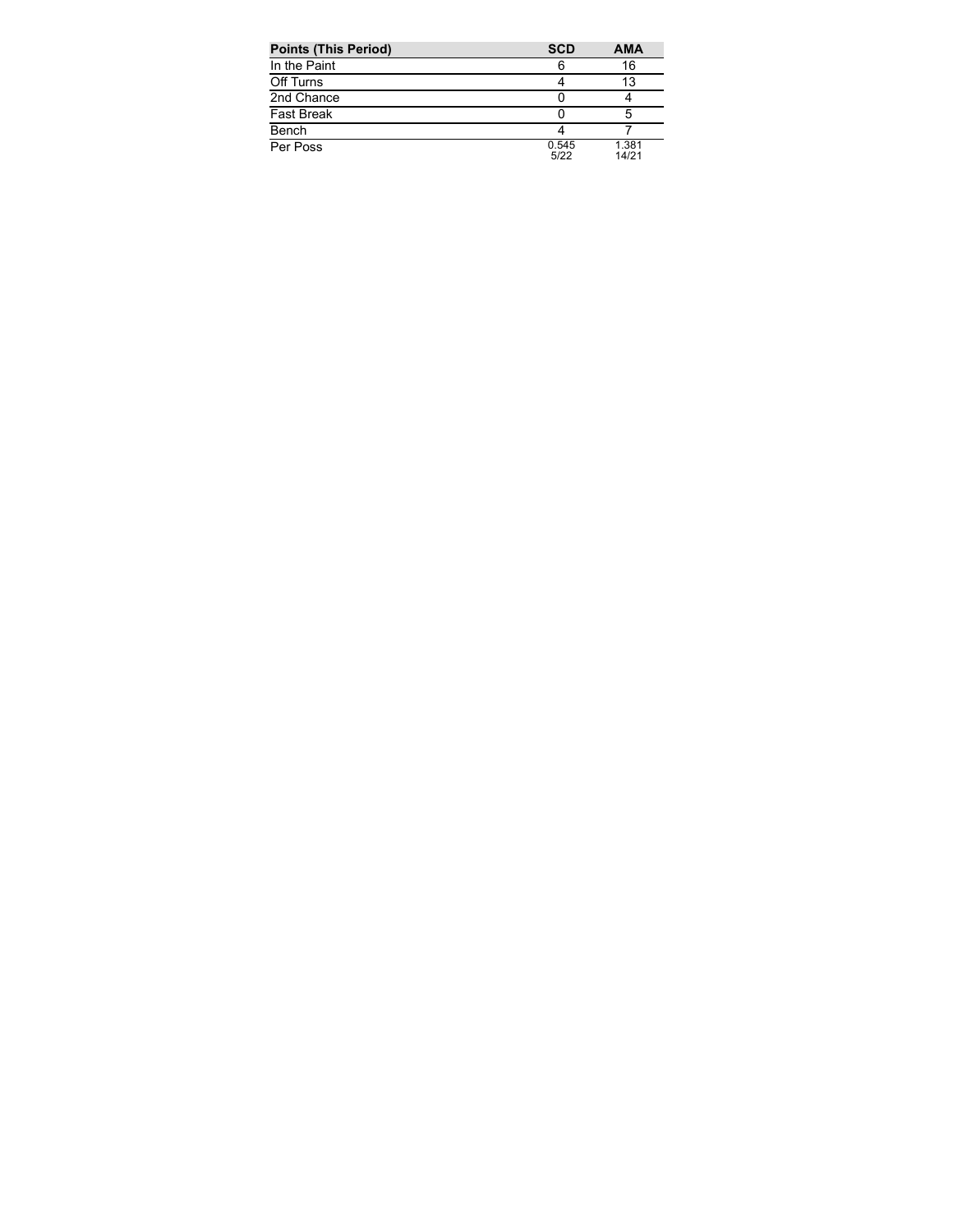| Points (This Period) | SCD | AMA |
| --- | --- | --- |
| In the Paint | 6 | 16 |
| Off Turns | 4 | 13 |
| 2nd Chance | 0 | 4 |
| Fast Break | 0 | 5 |
| Bench | 4 | 7 |
| Per Poss | 0.545<br>5/22 | 1.381<br>14/21 |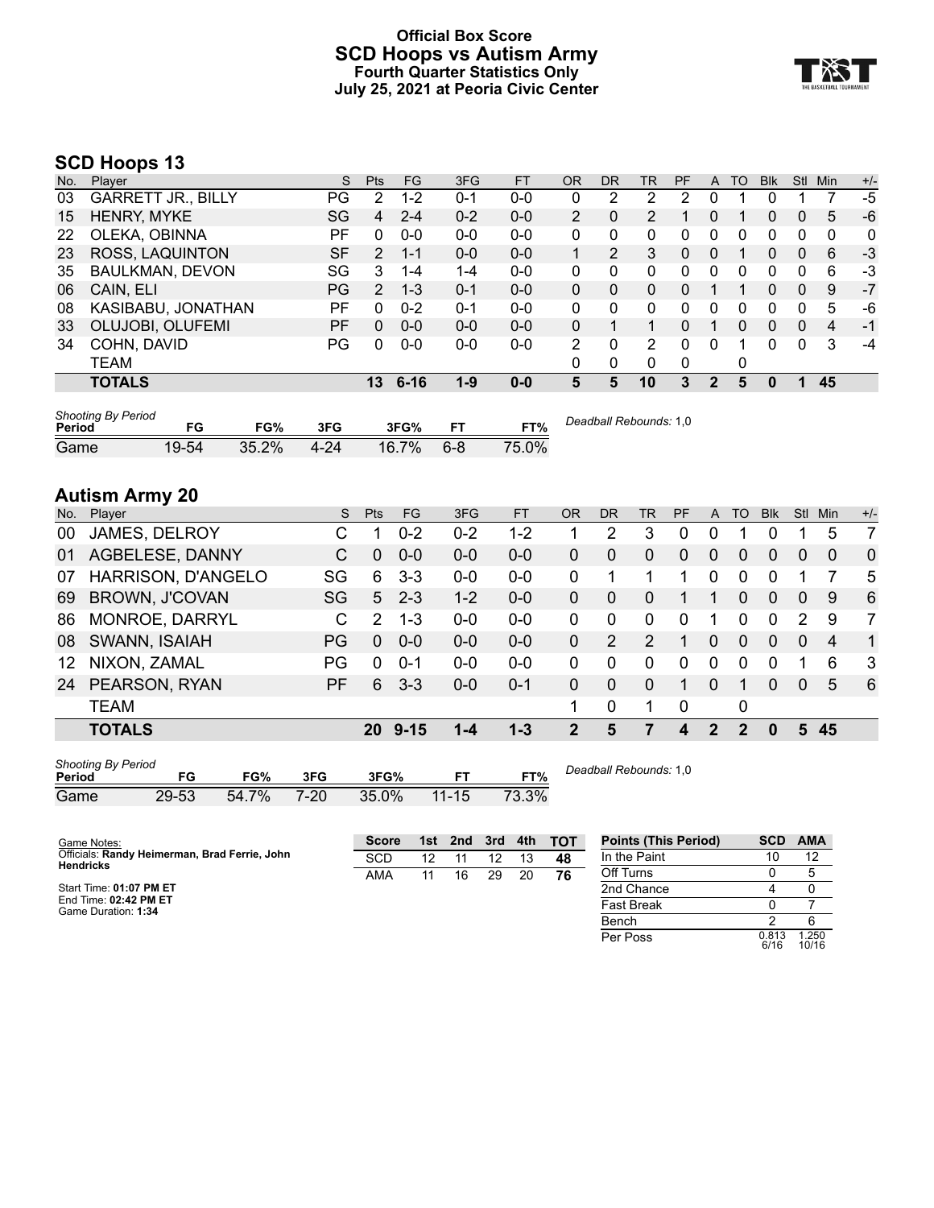# Official Box Score
# SCD Hoops vs Autism Army
### Fourth Quarter Statistics Only
### July 25, 2021 at Peoria Civic Center

## SCD Hoops 13

| No. | Player | S | Pts | FG | 3FG | FT | OR | DR | TR | PF | A | TO | Blk | Stl | Min | +/- |
|---|---|---|---|---|---|---|---|---|---|---|---|---|---|---|---|---|
| 03 | GARRETT JR., BILLY | PG | 2 | 1-2 | 0-1 | 0-0 | 0 | 2 | 2 | 2 | 0 | 1 | 0 | 1 | 7 | -5 |
| 15 | HENRY, MYKE | SG | 4 | 2-4 | 0-2 | 0-0 | 2 | 0 | 2 | 1 | 0 | 1 | 0 | 0 | 5 | -6 |
| 22 | OLEKA, OBINNA | PF | 0 | 0-0 | 0-0 | 0-0 | 0 | 0 | 0 | 0 | 0 | 0 | 0 | 0 | 0 | 0 |
| 23 | ROSS, LAQUINTON | SF | 2 | 1-1 | 0-0 | 0-0 | 1 | 2 | 3 | 0 | 0 | 1 | 0 | 0 | 6 | -3 |
| 35 | BAULKMAN, DEVON | SG | 3 | 1-4 | 1-4 | 0-0 | 0 | 0 | 0 | 0 | 0 | 0 | 0 | 0 | 6 | -3 |
| 06 | CAIN, ELI | PG | 2 | 1-3 | 0-1 | 0-0 | 0 | 0 | 0 | 0 | 1 | 1 | 0 | 0 | 9 | -7 |
| 08 | KASIBABU, JONATHAN | PF | 0 | 0-2 | 0-1 | 0-0 | 0 | 0 | 0 | 0 | 0 | 0 | 0 | 0 | 5 | -6 |
| 33 | OLUJOBI, OLUFEMI | PF | 0 | 0-0 | 0-0 | 0-0 | 0 | 1 | 1 | 0 | 1 | 0 | 0 | 0 | 4 | -1 |
| 34 | COHN, DAVID | PG | 0 | 0-0 | 0-0 | 0-0 | 2 | 0 | 2 | 0 | 0 | 1 | 0 | 0 | 3 | -4 |
| | TEAM | | | | | | 0 | 0 | 0 | 0 | | 0 | | | | |
| | **TOTALS** | | **13** | **6-16** | **1-9** | **0-0** | **5** | **5** | **10** | **3** | **2** | **5** | **0** | **1** | **45** | |

*Shooting By Period*

| Period | FG | FG% | 3FG | 3FG% | FT | FT% |
|---|---|---|---|---|---|---|
| Game | 19-54 | 35.2% | 4-24 | 16.7% | 6-8 | 75.0% |

*Deadball Rebounds:* 1,0

## Autism Army 20

| No. | Player | S | Pts | FG | 3FG | FT | OR | DR | TR | PF | A | TO | Blk | Stl | Min | +/- |
|---|---|---|---|---|---|---|---|---|---|---|---|---|---|---|---|---|
| 00 | JAMES, DELROY | C | 1 | 0-2 | 0-2 | 1-2 | 1 | 2 | 3 | 0 | 0 | 1 | 0 | 1 | 5 | 7 |
| 01 | AGBELESE, DANNY | C | 0 | 0-0 | 0-0 | 0-0 | 0 | 0 | 0 | 0 | 0 | 0 | 0 | 0 | 0 | 0 |
| 07 | HARRISON, D'ANGELO | SG | 6 | 3-3 | 0-0 | 0-0 | 0 | 1 | 1 | 1 | 0 | 0 | 0 | 1 | 7 | 5 |
| 69 | BROWN, J'COVAN | SG | 5 | 2-3 | 1-2 | 0-0 | 0 | 0 | 0 | 1 | 1 | 0 | 0 | 0 | 9 | 6 |
| 86 | MONROE, DARRYL | C | 2 | 1-3 | 0-0 | 0-0 | 0 | 0 | 0 | 0 | 1 | 0 | 0 | 2 | 9 | 7 |
| 08 | SWANN, ISAIAH | PG | 0 | 0-0 | 0-0 | 0-0 | 0 | 2 | 2 | 1 | 0 | 0 | 0 | 0 | 4 | 1 |
| 12 | NIXON, ZAMAL | PG | 0 | 0-1 | 0-0 | 0-0 | 0 | 0 | 0 | 0 | 0 | 0 | 0 | 1 | 6 | 3 |
| 24 | PEARSON, RYAN | PF | 6 | 3-3 | 0-0 | 0-1 | 0 | 0 | 0 | 1 | 0 | 1 | 0 | 0 | 5 | 6 |
| | TEAM | | | | | | 1 | 0 | 1 | 0 | | 0 | | | | |
| | **TOTALS** | | **20** | **9-15** | **1-4** | **1-3** | **2** | **5** | **7** | **4** | **2** | **2** | **0** | **5** | **45** | |

*Shooting By Period*

| Period | FG | FG% | 3FG | 3FG% | FT | FT% |
|---|---|---|---|---|---|---|
| Game | 29-53 | 54.7% | 7-20 | 35.0% | 11-15 | 73.3% |

*Deadball Rebounds:* 1,0

Game Notes:
Officials: **Randy Heimerman, Brad Ferrie, John Hendricks**

Start Time: **01:07 PM ET**
End Time: **02:42 PM ET**
Game Duration: **1:34**

| Score | 1st | 2nd | 3rd | 4th | TOT |
|---|---|---|---|---|---|
| SCD | 12 | 11 | 12 | 13 | **48** |
| AMA | 11 | 16 | 29 | 20 | **76** |

| Points (This Period) | SCD | AMA |
|---|---|---|
| In the Paint | 10 | 12 |
| Off Turns | 0 | 5 |
| 2nd Chance | 4 | 0 |
| Fast Break | 0 | 7 |
| Bench | 2 | 6 |
| Per Poss | 0.813 6/16 | 1.250 10/16 |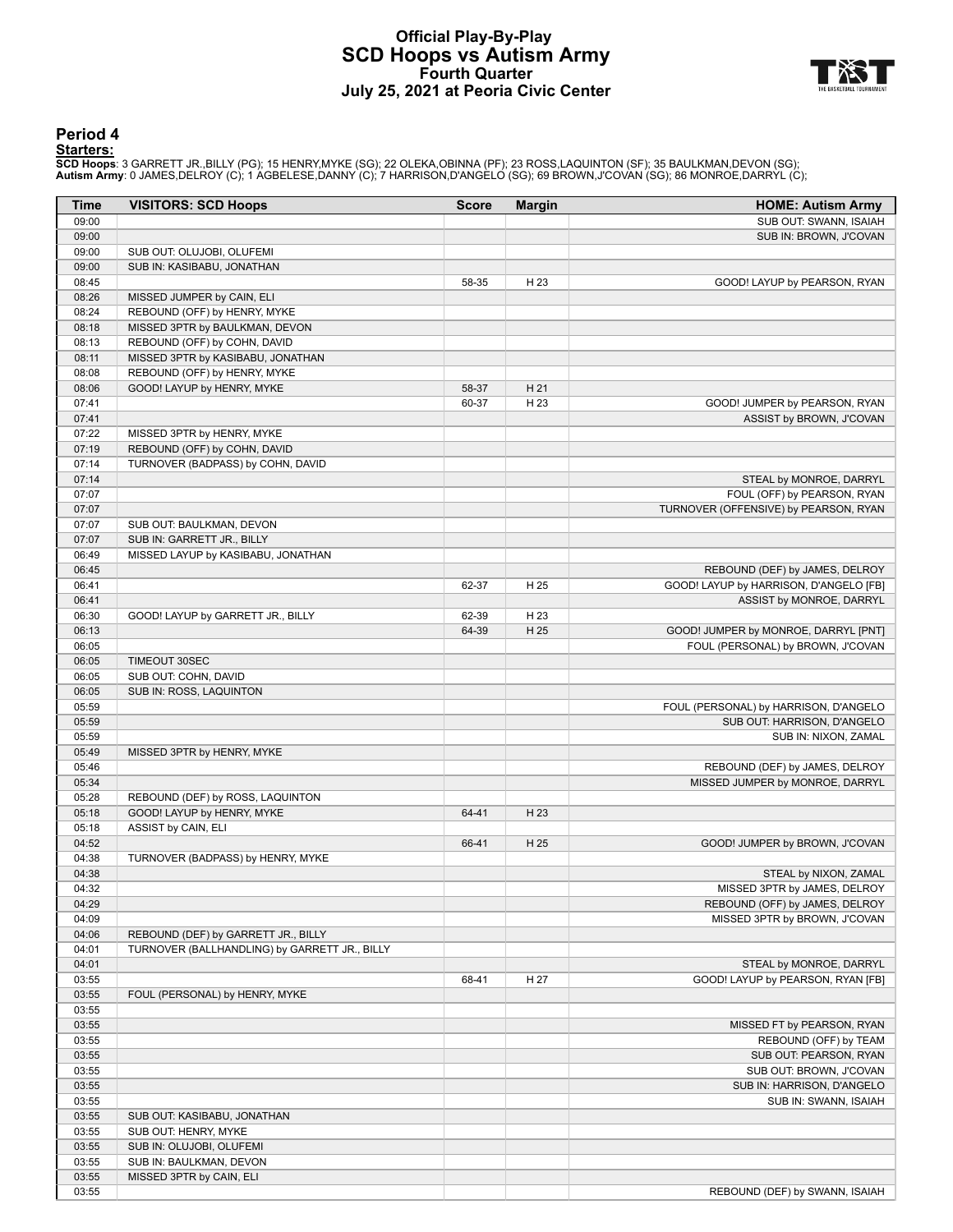# Official Play-By-Play
## SCD Hoops vs Autism Army
### Fourth Quarter
### July 25, 2021 at Peoria Civic Center

## Period 4

**Starters:**

**SCD Hoops**: 3 GARRETT JR.,BILLY (PG); 15 HENRY,MYKE (SG); 22 OLEKA,OBINNA (PF); 23 ROSS,LAQUINTON (SF); 35 BAULKMAN,DEVON (SG);
**Autism Army**: 0 JAMES,DELROY (C); 1 AGBELESE,DANNY (C); 7 HARRISON,D'ANGELO (SG); 69 BROWN,J'COVAN (SG); 86 MONROE,DARRYL (C);

| Time | VISITORS: SCD Hoops | Score | Margin | HOME: Autism Army |
|---|---|---|---|---|
| 09:00 | | | | SUB OUT: SWANN, ISAIAH |
| 09:00 | | | | SUB IN: BROWN, J'COVAN |
| 09:00 | SUB OUT: OLUJOBI, OLUFEMI | | | |
| 09:00 | SUB IN: KASIBABU, JONATHAN | | | |
| 08:45 | | 58-35 | H 23 | GOOD! LAYUP by PEARSON, RYAN |
| 08:26 | MISSED JUMPER by CAIN, ELI | | | |
| 08:24 | REBOUND (OFF) by HENRY, MYKE | | | |
| 08:18 | MISSED 3PTR by BAULKMAN, DEVON | | | |
| 08:13 | REBOUND (OFF) by COHN, DAVID | | | |
| 08:11 | MISSED 3PTR by KASIBABU, JONATHAN | | | |
| 08:08 | REBOUND (OFF) by HENRY, MYKE | | | |
| 08:06 | GOOD! LAYUP by HENRY, MYKE | 58-37 | H 21 | |
| 07:41 | | 60-37 | H 23 | GOOD! JUMPER by PEARSON, RYAN |
| 07:41 | | | | ASSIST by BROWN, J'COVAN |
| 07:22 | MISSED 3PTR by HENRY, MYKE | | | |
| 07:19 | REBOUND (OFF) by COHN, DAVID | | | |
| 07:14 | TURNOVER (BADPASS) by COHN, DAVID | | | |
| 07:14 | | | | STEAL by MONROE, DARRYL |
| 07:07 | | | | FOUL (OFF) by PEARSON, RYAN |
| 07:07 | | | | TURNOVER (OFFENSIVE) by PEARSON, RYAN |
| 07:07 | SUB OUT: BAULKMAN, DEVON | | | |
| 07:07 | SUB IN: GARRETT JR., BILLY | | | |
| 06:49 | MISSED LAYUP by KASIBABU, JONATHAN | | | |
| 06:45 | | | | REBOUND (DEF) by JAMES, DELROY |
| 06:41 | | 62-37 | H 25 | GOOD! LAYUP by HARRISON, D'ANGELO [FB] |
| 06:41 | | | | ASSIST by MONROE, DARRYL |
| 06:30 | GOOD! LAYUP by GARRETT JR., BILLY | 62-39 | H 23 | |
| 06:13 | | 64-39 | H 25 | GOOD! JUMPER by MONROE, DARRYL [PNT] |
| 06:05 | | | | FOUL (PERSONAL) by BROWN, J'COVAN |
| 06:05 | TIMEOUT 30SEC | | | |
| 06:05 | SUB OUT: COHN, DAVID | | | |
| 06:05 | SUB IN: ROSS, LAQUINTON | | | |
| 05:59 | | | | FOUL (PERSONAL) by HARRISON, D'ANGELO |
| 05:59 | | | | SUB OUT: HARRISON, D'ANGELO |
| 05:59 | | | | SUB IN: NIXON, ZAMAL |
| 05:49 | MISSED 3PTR by HENRY, MYKE | | | |
| 05:46 | | | | REBOUND (DEF) by JAMES, DELROY |
| 05:34 | | | | MISSED JUMPER by MONROE, DARRYL |
| 05:28 | REBOUND (DEF) by ROSS, LAQUINTON | | | |
| 05:18 | GOOD! LAYUP by HENRY, MYKE | 64-41 | H 23 | |
| 05:18 | ASSIST by CAIN, ELI | | | |
| 04:52 | | 66-41 | H 25 | GOOD! JUMPER by BROWN, J'COVAN |
| 04:38 | TURNOVER (BADPASS) by HENRY, MYKE | | | |
| 04:38 | | | | STEAL by NIXON, ZAMAL |
| 04:32 | | | | MISSED 3PTR by JAMES, DELROY |
| 04:29 | | | | REBOUND (OFF) by JAMES, DELROY |
| 04:09 | | | | MISSED 3PTR by BROWN, J'COVAN |
| 04:06 | REBOUND (DEF) by GARRETT JR., BILLY | | | |
| 04:01 | TURNOVER (BALLHANDLING) by GARRETT JR., BILLY | | | |
| 04:01 | | | | STEAL by MONROE, DARRYL |
| 03:55 | | 68-41 | H 27 | GOOD! LAYUP by PEARSON, RYAN [FB] |
| 03:55 | FOUL (PERSONAL) by HENRY, MYKE | | | |
| 03:55 | | | | |
| 03:55 | | | | MISSED FT by PEARSON, RYAN |
| 03:55 | | | | REBOUND (OFF) by TEAM |
| 03:55 | | | | SUB OUT: PEARSON, RYAN |
| 03:55 | | | | SUB OUT: BROWN, J'COVAN |
| 03:55 | | | | SUB IN: HARRISON, D'ANGELO |
| 03:55 | | | | SUB IN: SWANN, ISAIAH |
| 03:55 | SUB OUT: KASIBABU, JONATHAN | | | |
| 03:55 | SUB OUT: HENRY, MYKE | | | |
| 03:55 | SUB IN: OLUJOBI, OLUFEMI | | | |
| 03:55 | SUB IN: BAULKMAN, DEVON | | | |
| 03:55 | MISSED 3PTR by CAIN, ELI | | | |
| 03:55 | | | | REBOUND (DEF) by SWANN, ISAIAH |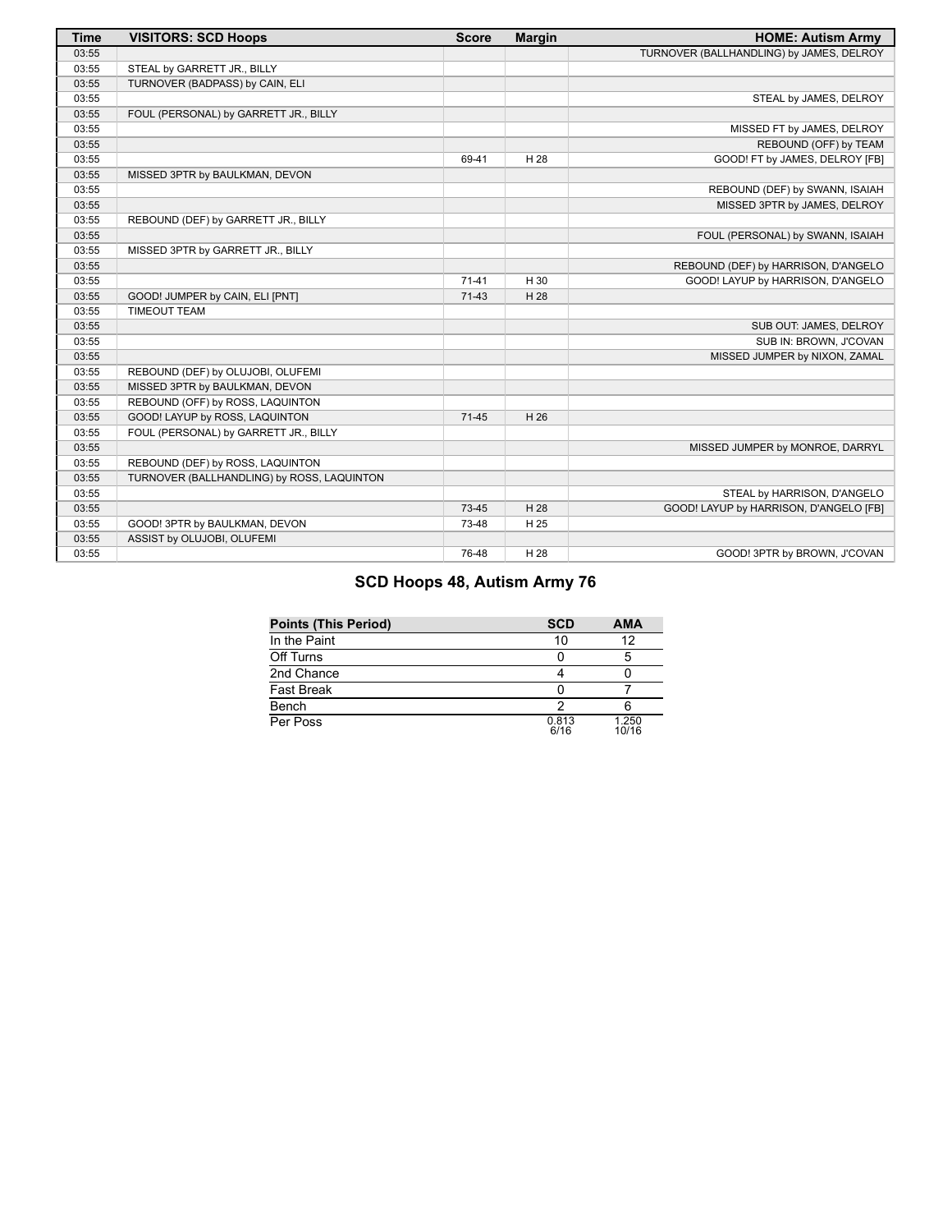| Time | VISITORS: SCD Hoops | Score | Margin | HOME: Autism Army |
|---|---|---|---|---|
| 03:55 | | | | TURNOVER (BALLHANDLING) by JAMES, DELROY |
| 03:55 | STEAL by GARRETT JR., BILLY | | | |
| 03:55 | TURNOVER (BADPASS) by CAIN, ELI | | | |
| 03:55 | | | | STEAL by JAMES, DELROY |
| 03:55 | FOUL (PERSONAL) by GARRETT JR., BILLY | | | |
| 03:55 | | | | MISSED FT by JAMES, DELROY |
| 03:55 | | | | REBOUND (OFF) by TEAM |
| 03:55 | | 69-41 | H 28 | GOOD! FT by JAMES, DELROY [FB] |
| 03:55 | MISSED 3PTR by BAULKMAN, DEVON | | | |
| 03:55 | | | | REBOUND (DEF) by SWANN, ISAIAH |
| 03:55 | | | | MISSED 3PTR by JAMES, DELROY |
| 03:55 | REBOUND (DEF) by GARRETT JR., BILLY | | | |
| 03:55 | | | | FOUL (PERSONAL) by SWANN, ISAIAH |
| 03:55 | MISSED 3PTR by GARRETT JR., BILLY | | | |
| 03:55 | | | | REBOUND (DEF) by HARRISON, D'ANGELO |
| 03:55 | | 71-41 | H 30 | GOOD! LAYUP by HARRISON, D'ANGELO |
| 03:55 | GOOD! JUMPER by CAIN, ELI [PNT] | 71-43 | H 28 | |
| 03:55 | TIMEOUT TEAM | | | |
| 03:55 | | | | SUB OUT: JAMES, DELROY |
| 03:55 | | | | SUB IN: BROWN, J'COVAN |
| 03:55 | | | | MISSED JUMPER by NIXON, ZAMAL |
| 03:55 | REBOUND (DEF) by OLUJOBI, OLUFEMI | | | |
| 03:55 | MISSED 3PTR by BAULKMAN, DEVON | | | |
| 03:55 | REBOUND (OFF) by ROSS, LAQUINTON | | | |
| 03:55 | GOOD! LAYUP by ROSS, LAQUINTON | 71-45 | H 26 | |
| 03:55 | FOUL (PERSONAL) by GARRETT JR., BILLY | | | |
| 03:55 | | | | MISSED JUMPER by MONROE, DARRYL |
| 03:55 | REBOUND (DEF) by ROSS, LAQUINTON | | | |
| 03:55 | TURNOVER (BALLHANDLING) by ROSS, LAQUINTON | | | |
| 03:55 | | | | STEAL by HARRISON, D'ANGELO |
| 03:55 | | 73-45 | H 28 | GOOD! LAYUP by HARRISON, D'ANGELO [FB] |
| 03:55 | GOOD! 3PTR by BAULKMAN, DEVON | 73-48 | H 25 | |
| 03:55 | ASSIST by OLUJOBI, OLUFEMI | | | |
| 03:55 | | 76-48 | H 28 | GOOD! 3PTR by BROWN, J'COVAN |

## SCD Hoops 48, Autism Army 76

| Points (This Period) | SCD | AMA |
|---|---|---|
| In the Paint | 10 | 12 |
| Off Turns | 0 | 5 |
| 2nd Chance | 4 | 0 |
| Fast Break | 0 | 7 |
| Bench | 2 | 6 |
| Per Poss | 0.813 6/16 | 1.250 10/16 |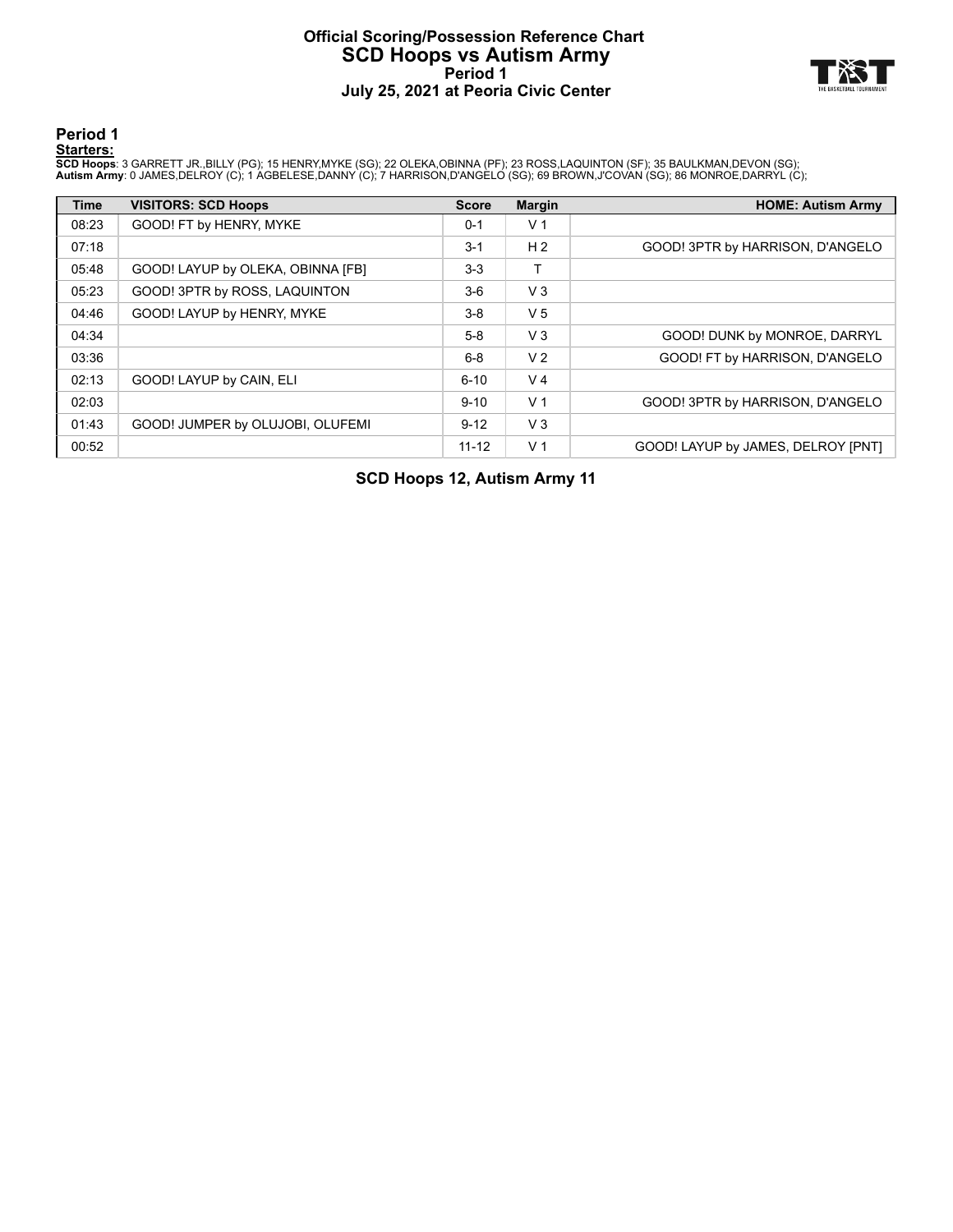# Official Scoring/Possession Reference Chart
# SCD Hoops vs Autism Army
## Period 1
## July 25, 2021 at Peoria Civic Center

### Period 1

**Starters:**

**SCD Hoops**: 3 GARRETT JR.,BILLY (PG); 15 HENRY,MYKE (SG); 22 OLEKA,OBINNA (PF); 23 ROSS,LAQUINTON (SF); 35 BAULKMAN,DEVON (SG);
**Autism Army**: 0 JAMES,DELROY (C); 1 AGBELESE,DANNY (C); 7 HARRISON,D'ANGELO (SG); 69 BROWN,J'COVAN (SG); 86 MONROE,DARRYL (C);

| Time | VISITORS: SCD Hoops | Score | Margin | HOME: Autism Army |
|---|---|---|---|---|
| 08:23 | GOOD! FT by HENRY, MYKE | 0-1 | V 1 | |
| 07:18 | | 3-1 | H 2 | GOOD! 3PTR by HARRISON, D'ANGELO |
| 05:48 | GOOD! LAYUP by OLEKA, OBINNA [FB] | 3-3 | T | |
| 05:23 | GOOD! 3PTR by ROSS, LAQUINTON | 3-6 | V 3 | |
| 04:46 | GOOD! LAYUP by HENRY, MYKE | 3-8 | V 5 | |
| 04:34 | | 5-8 | V 3 | GOOD! DUNK by MONROE, DARRYL |
| 03:36 | | 6-8 | V 2 | GOOD! FT by HARRISON, D'ANGELO |
| 02:13 | GOOD! LAYUP by CAIN, ELI | 6-10 | V 4 | |
| 02:03 | | 9-10 | V 1 | GOOD! 3PTR by HARRISON, D'ANGELO |
| 01:43 | GOOD! JUMPER by OLUJOBI, OLUFEMI | 9-12 | V 3 | |
| 00:52 | | 11-12 | V 1 | GOOD! LAYUP by JAMES, DELROY [PNT] |

**SCD Hoops 12, Autism Army 11**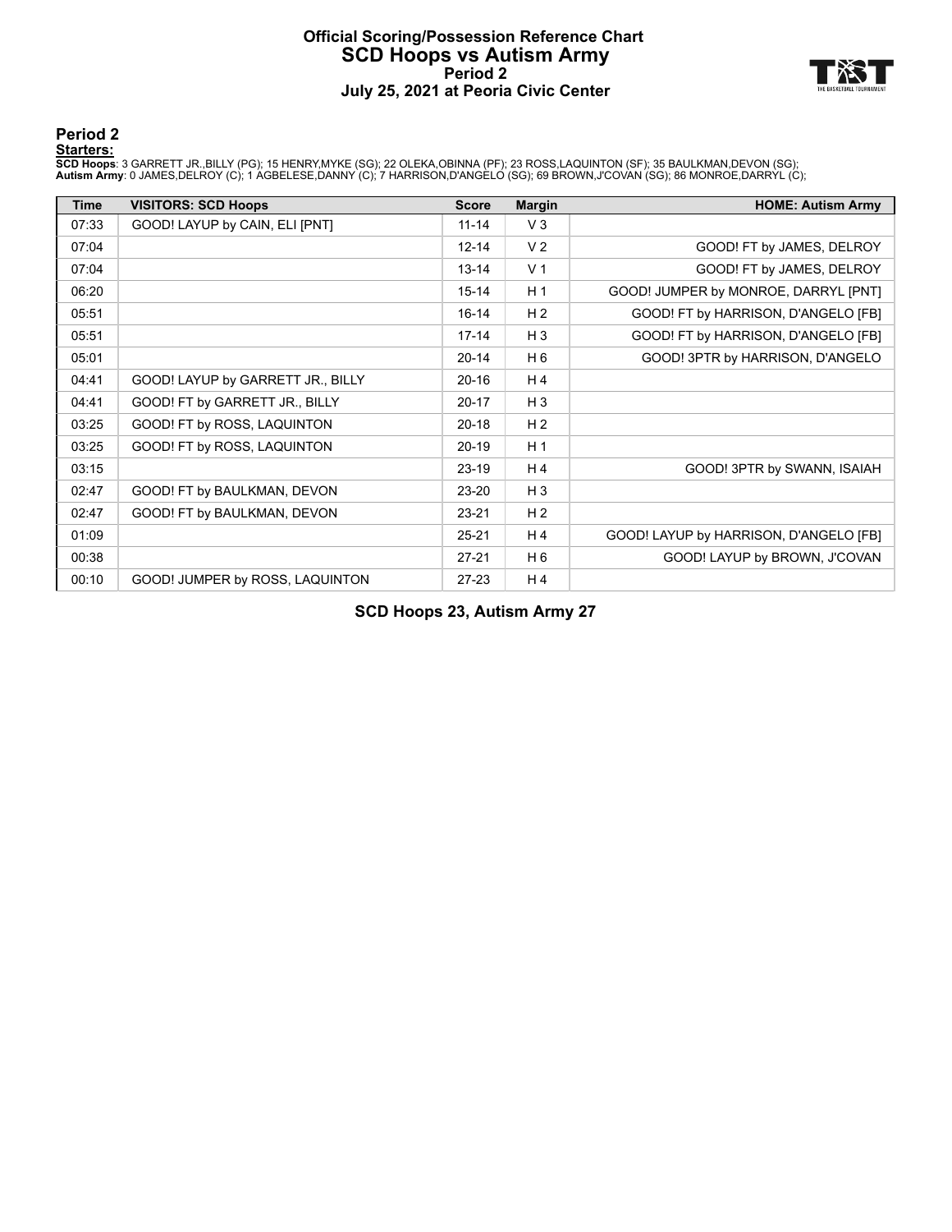# Official Scoring/Possession Reference Chart
# SCD Hoops vs Autism Army
### Period 2
### July 25, 2021 at Peoria Civic Center

## Period 2

**Starters:**

**SCD Hoops**: 3 GARRETT JR.,BILLY (PG); 15 HENRY,MYKE (SG); 22 OLEKA,OBINNA (PF); 23 ROSS,LAQUINTON (SF); 35 BAULKMAN,DEVON (SG);
**Autism Army**: 0 JAMES,DELROY (C); 1 AGBELESE,DANNY (C); 7 HARRISON,D'ANGELO (SG); 69 BROWN,J'COVAN (SG); 86 MONROE,DARRYL (C);

| Time | VISITORS: SCD Hoops | Score | Margin | HOME: Autism Army |
|---|---|---|---|---|
| 07:33 | GOOD! LAYUP by CAIN, ELI [PNT] | 11-14 | V 3 | |
| 07:04 | | 12-14 | V 2 | GOOD! FT by JAMES, DELROY |
| 07:04 | | 13-14 | V 1 | GOOD! FT by JAMES, DELROY |
| 06:20 | | 15-14 | H 1 | GOOD! JUMPER by MONROE, DARRYL [PNT] |
| 05:51 | | 16-14 | H 2 | GOOD! FT by HARRISON, D'ANGELO [FB] |
| 05:51 | | 17-14 | H 3 | GOOD! FT by HARRISON, D'ANGELO [FB] |
| 05:01 | | 20-14 | H 6 | GOOD! 3PTR by HARRISON, D'ANGELO |
| 04:41 | GOOD! LAYUP by GARRETT JR., BILLY | 20-16 | H 4 | |
| 04:41 | GOOD! FT by GARRETT JR., BILLY | 20-17 | H 3 | |
| 03:25 | GOOD! FT by ROSS, LAQUINTON | 20-18 | H 2 | |
| 03:25 | GOOD! FT by ROSS, LAQUINTON | 20-19 | H 1 | |
| 03:15 | | 23-19 | H 4 | GOOD! 3PTR by SWANN, ISAIAH |
| 02:47 | GOOD! FT by BAULKMAN, DEVON | 23-20 | H 3 | |
| 02:47 | GOOD! FT by BAULKMAN, DEVON | 23-21 | H 2 | |
| 01:09 | | 25-21 | H 4 | GOOD! LAYUP by HARRISON, D'ANGELO [FB] |
| 00:38 | | 27-21 | H 6 | GOOD! LAYUP by BROWN, J'COVAN |
| 00:10 | GOOD! JUMPER by ROSS, LAQUINTON | 27-23 | H 4 | |

**SCD Hoops 23, Autism Army 27**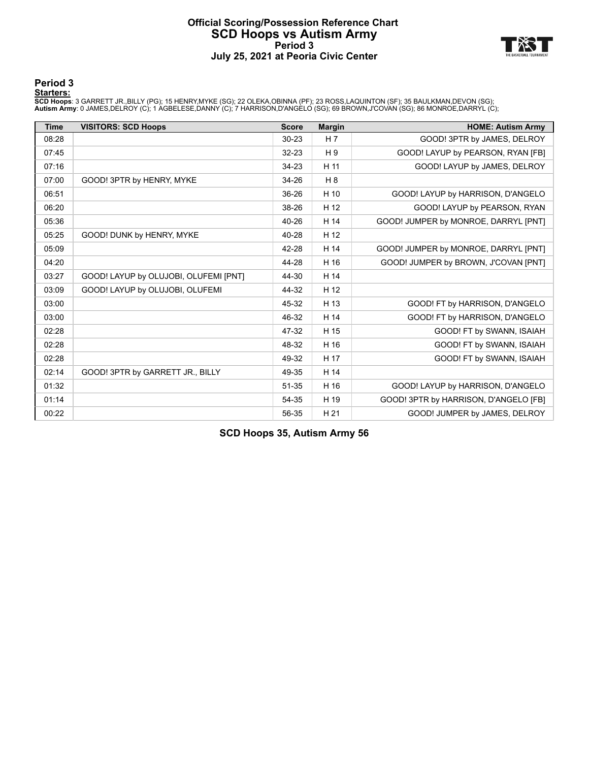# Official Scoring/Possession Reference Chart
# SCD Hoops vs Autism Army
## Period 3
## July 25, 2021 at Peoria Civic Center

### Period 3

**Starters:**

**SCD Hoops**: 3 GARRETT JR.,BILLY (PG); 15 HENRY,MYKE (SG); 22 OLEKA,OBINNA (PF); 23 ROSS,LAQUINTON (SF); 35 BAULKMAN,DEVON (SG);
**Autism Army**: 0 JAMES,DELROY (C); 1 AGBELESE,DANNY (C); 7 HARRISON,D'ANGELO (SG); 69 BROWN,J'COVAN (SG); 86 MONROE,DARRYL (C);

| Time | VISITORS: SCD Hoops | Score | Margin | HOME: Autism Army |
|---|---|---|---|---|
| 08:28 | | 30-23 | H 7 | GOOD! 3PTR by JAMES, DELROY |
| 07:45 | | 32-23 | H 9 | GOOD! LAYUP by PEARSON, RYAN [FB] |
| 07:16 | | 34-23 | H 11 | GOOD! LAYUP by JAMES, DELROY |
| 07:00 | GOOD! 3PTR by HENRY, MYKE | 34-26 | H 8 | |
| 06:51 | | 36-26 | H 10 | GOOD! LAYUP by HARRISON, D'ANGELO |
| 06:20 | | 38-26 | H 12 | GOOD! LAYUP by PEARSON, RYAN |
| 05:36 | | 40-26 | H 14 | GOOD! JUMPER by MONROE, DARRYL [PNT] |
| 05:25 | GOOD! DUNK by HENRY, MYKE | 40-28 | H 12 | |
| 05:09 | | 42-28 | H 14 | GOOD! JUMPER by MONROE, DARRYL [PNT] |
| 04:20 | | 44-28 | H 16 | GOOD! JUMPER by BROWN, J'COVAN [PNT] |
| 03:27 | GOOD! LAYUP by OLUJOBI, OLUFEMI [PNT] | 44-30 | H 14 | |
| 03:09 | GOOD! LAYUP by OLUJOBI, OLUFEMI | 44-32 | H 12 | |
| 03:00 | | 45-32 | H 13 | GOOD! FT by HARRISON, D'ANGELO |
| 03:00 | | 46-32 | H 14 | GOOD! FT by HARRISON, D'ANGELO |
| 02:28 | | 47-32 | H 15 | GOOD! FT by SWANN, ISAIAH |
| 02:28 | | 48-32 | H 16 | GOOD! FT by SWANN, ISAIAH |
| 02:28 | | 49-32 | H 17 | GOOD! FT by SWANN, ISAIAH |
| 02:14 | GOOD! 3PTR by GARRETT JR., BILLY | 49-35 | H 14 | |
| 01:32 | | 51-35 | H 16 | GOOD! LAYUP by HARRISON, D'ANGELO |
| 01:14 | | 54-35 | H 19 | GOOD! 3PTR by HARRISON, D'ANGELO [FB] |
| 00:22 | | 56-35 | H 21 | GOOD! JUMPER by JAMES, DELROY |

**SCD Hoops 35, Autism Army 56**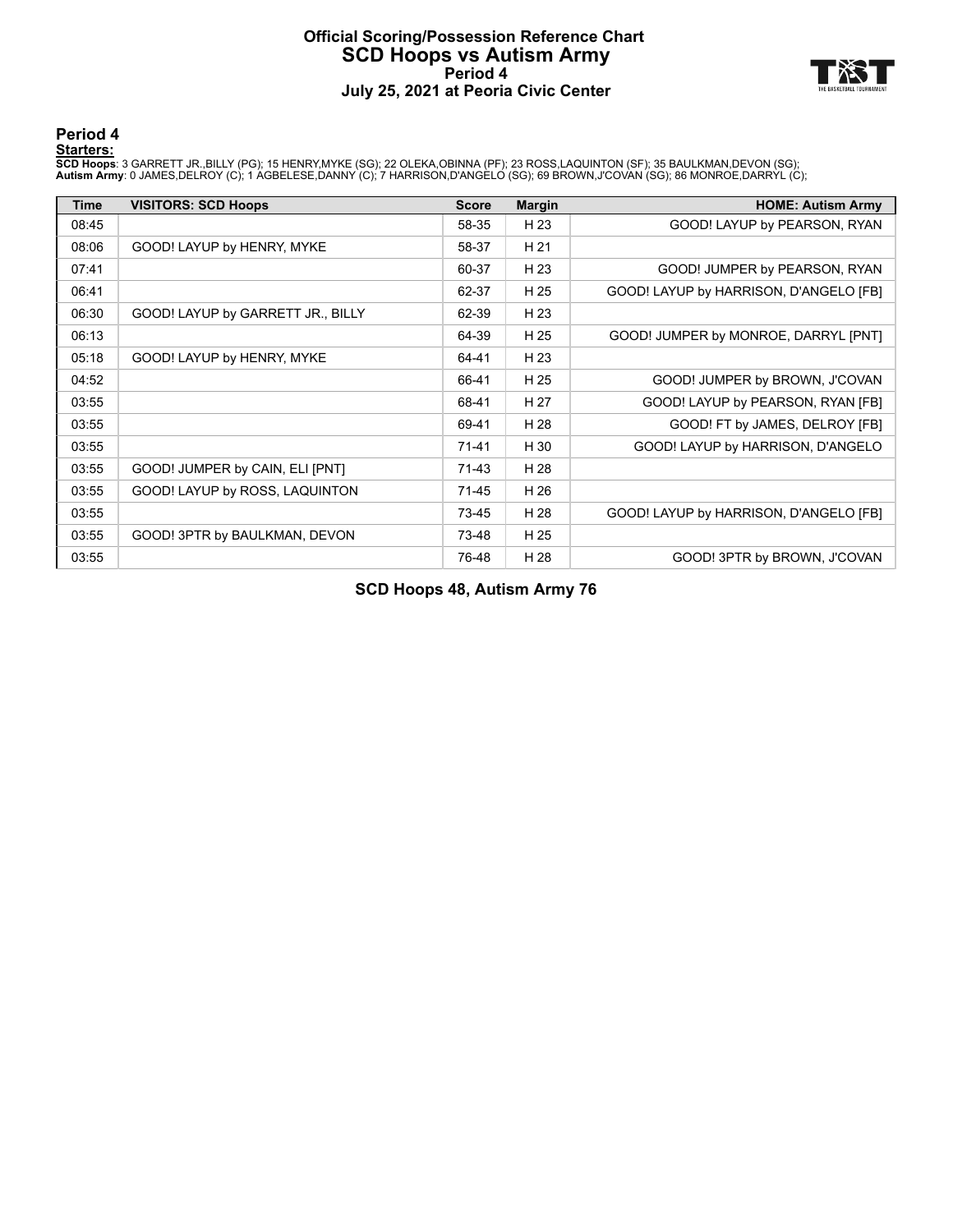# Official Scoring/Possession Reference Chart
# SCD Hoops vs Autism Army
## Period 4
## July 25, 2021 at Peoria Civic Center

### Period 4

**Starters:**

**SCD Hoops**: 3 GARRETT JR.,BILLY (PG); 15 HENRY,MYKE (SG); 22 OLEKA,OBINNA (PF); 23 ROSS,LAQUINTON (SF); 35 BAULKMAN,DEVON (SG);
**Autism Army**: 0 JAMES,DELROY (C); 1 AGBELESE,DANNY (C); 7 HARRISON,D'ANGELO (SG); 69 BROWN,J'COVAN (SG); 86 MONROE,DARRYL (C);

| Time | VISITORS: SCD Hoops | Score | Margin | HOME: Autism Army |
|---|---|---|---|---|
| 08:45 | | 58-35 | H 23 | GOOD! LAYUP by PEARSON, RYAN |
| 08:06 | GOOD! LAYUP by HENRY, MYKE | 58-37 | H 21 | |
| 07:41 | | 60-37 | H 23 | GOOD! JUMPER by PEARSON, RYAN |
| 06:41 | | 62-37 | H 25 | GOOD! LAYUP by HARRISON, D'ANGELO [FB] |
| 06:30 | GOOD! LAYUP by GARRETT JR., BILLY | 62-39 | H 23 | |
| 06:13 | | 64-39 | H 25 | GOOD! JUMPER by MONROE, DARRYL [PNT] |
| 05:18 | GOOD! LAYUP by HENRY, MYKE | 64-41 | H 23 | |
| 04:52 | | 66-41 | H 25 | GOOD! JUMPER by BROWN, J'COVAN |
| 03:55 | | 68-41 | H 27 | GOOD! LAYUP by PEARSON, RYAN [FB] |
| 03:55 | | 69-41 | H 28 | GOOD! FT by JAMES, DELROY [FB] |
| 03:55 | | 71-41 | H 30 | GOOD! LAYUP by HARRISON, D'ANGELO |
| 03:55 | GOOD! JUMPER by CAIN, ELI [PNT] | 71-43 | H 28 | |
| 03:55 | GOOD! LAYUP by ROSS, LAQUINTON | 71-45 | H 26 | |
| 03:55 | | 73-45 | H 28 | GOOD! LAYUP by HARRISON, D'ANGELO [FB] |
| 03:55 | GOOD! 3PTR by BAULKMAN, DEVON | 73-48 | H 25 | |
| 03:55 | | 76-48 | H 28 | GOOD! 3PTR by BROWN, J'COVAN |

**SCD Hoops 48, Autism Army 76**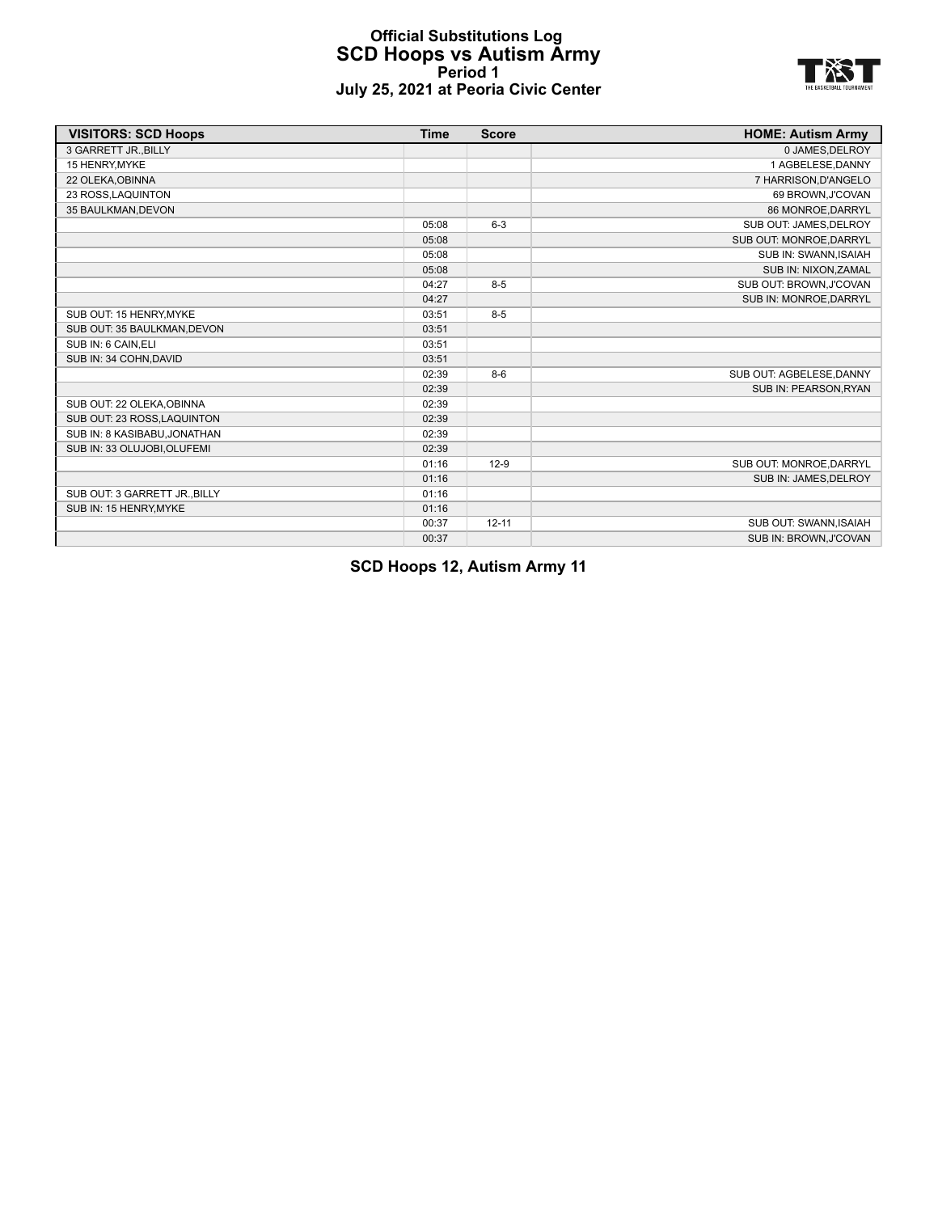# Official Substitutions Log
## SCD Hoops vs Autism Army
### Period 1
### July 25, 2021 at Peoria Civic Center

| VISITORS: SCD Hoops | Time | Score | HOME: Autism Army |
|---|---|---|---|
| 3 GARRETT JR.,BILLY | | | 0 JAMES,DELROY |
| 15 HENRY,MYKE | | | 1 AGBELESE,DANNY |
| 22 OLEKA,OBINNA | | | 7 HARRISON,D'ANGELO |
| 23 ROSS,LAQUINTON | | | 69 BROWN,J'COVAN |
| 35 BAULKMAN,DEVON | | | 86 MONROE,DARRYL |
| | 05:08 | 6-3 | SUB OUT: JAMES,DELROY |
| | 05:08 | | SUB OUT: MONROE,DARRYL |
| | 05:08 | | SUB IN: SWANN,ISAIAH |
| | 05:08 | | SUB IN: NIXON,ZAMAL |
| | 04:27 | 8-5 | SUB OUT: BROWN,J'COVAN |
| | 04:27 | | SUB IN: MONROE,DARRYL |
| SUB OUT: 15 HENRY,MYKE | 03:51 | 8-5 | |
| SUB OUT: 35 BAULKMAN,DEVON | 03:51 | | |
| SUB IN: 6 CAIN,ELI | 03:51 | | |
| SUB IN: 34 COHN,DAVID | 03:51 | | |
| | 02:39 | 8-6 | SUB OUT: AGBELESE,DANNY |
| | 02:39 | | SUB IN: PEARSON,RYAN |
| SUB OUT: 22 OLEKA,OBINNA | 02:39 | | |
| SUB OUT: 23 ROSS,LAQUINTON | 02:39 | | |
| SUB IN: 8 KASIBABU,JONATHAN | 02:39 | | |
| SUB IN: 33 OLUJOBI,OLUFEMI | 02:39 | | |
| | 01:16 | 12-9 | SUB OUT: MONROE,DARRYL |
| | 01:16 | | SUB IN: JAMES,DELROY |
| SUB OUT: 3 GARRETT JR.,BILLY | 01:16 | | |
| SUB IN: 15 HENRY,MYKE | 01:16 | | |
| | 00:37 | 12-11 | SUB OUT: SWANN,ISAIAH |
| | 00:37 | | SUB IN: BROWN,J'COVAN |

**SCD Hoops 12, Autism Army 11**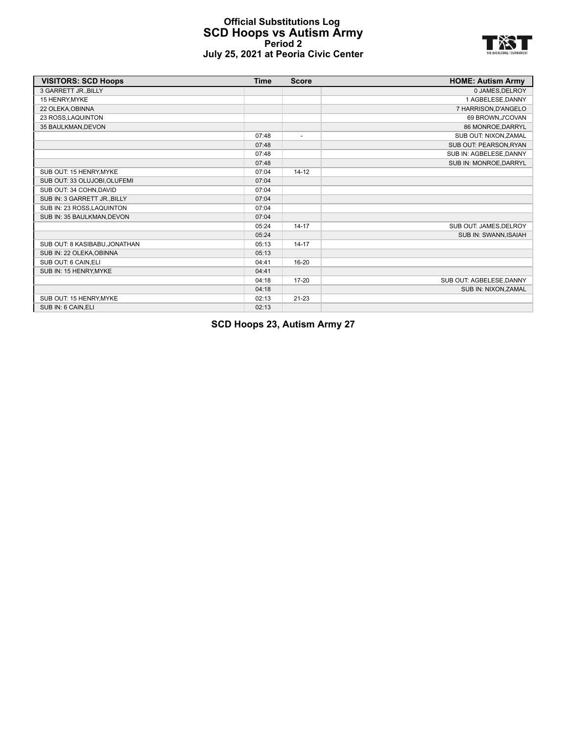# Official Substitutions Log
## SCD Hoops vs Autism Army
### Period 2
### July 25, 2021 at Peoria Civic Center

| VISITORS: SCD Hoops | Time | Score | HOME: Autism Army |
|---|---|---|---|
| 3 GARRETT JR.,BILLY | | | 0 JAMES,DELROY |
| 15 HENRY,MYKE | | | 1 AGBELESE,DANNY |
| 22 OLEKA,OBINNA | | | 7 HARRISON,D'ANGELO |
| 23 ROSS,LAQUINTON | | | 69 BROWN,J'COVAN |
| 35 BAULKMAN,DEVON | | | 86 MONROE,DARRYL |
| | 07:48 | - | SUB OUT: NIXON,ZAMAL |
| | 07:48 | | SUB OUT: PEARSON,RYAN |
| | 07:48 | | SUB IN: AGBELESE,DANNY |
| | 07:48 | | SUB IN: MONROE,DARRYL |
| SUB OUT: 15 HENRY,MYKE | 07:04 | 14-12 | |
| SUB OUT: 33 OLUJOBI,OLUFEMI | 07:04 | | |
| SUB OUT: 34 COHN,DAVID | 07:04 | | |
| SUB IN: 3 GARRETT JR.,BILLY | 07:04 | | |
| SUB IN: 23 ROSS,LAQUINTON | 07:04 | | |
| SUB IN: 35 BAULKMAN,DEVON | 07:04 | | |
| | 05:24 | 14-17 | SUB OUT: JAMES,DELROY |
| | 05:24 | | SUB IN: SWANN,ISAIAH |
| SUB OUT: 8 KASIBABU,JONATHAN | 05:13 | 14-17 | |
| SUB IN: 22 OLEKA,OBINNA | 05:13 | | |
| SUB OUT: 6 CAIN,ELI | 04:41 | 16-20 | |
| SUB IN: 15 HENRY,MYKE | 04:41 | | |
| | 04:18 | 17-20 | SUB OUT: AGBELESE,DANNY |
| | 04:18 | | SUB IN: NIXON,ZAMAL |
| SUB OUT: 15 HENRY,MYKE | 02:13 | 21-23 | |
| SUB IN: 6 CAIN,ELI | 02:13 | | |

**SCD Hoops 23, Autism Army 27**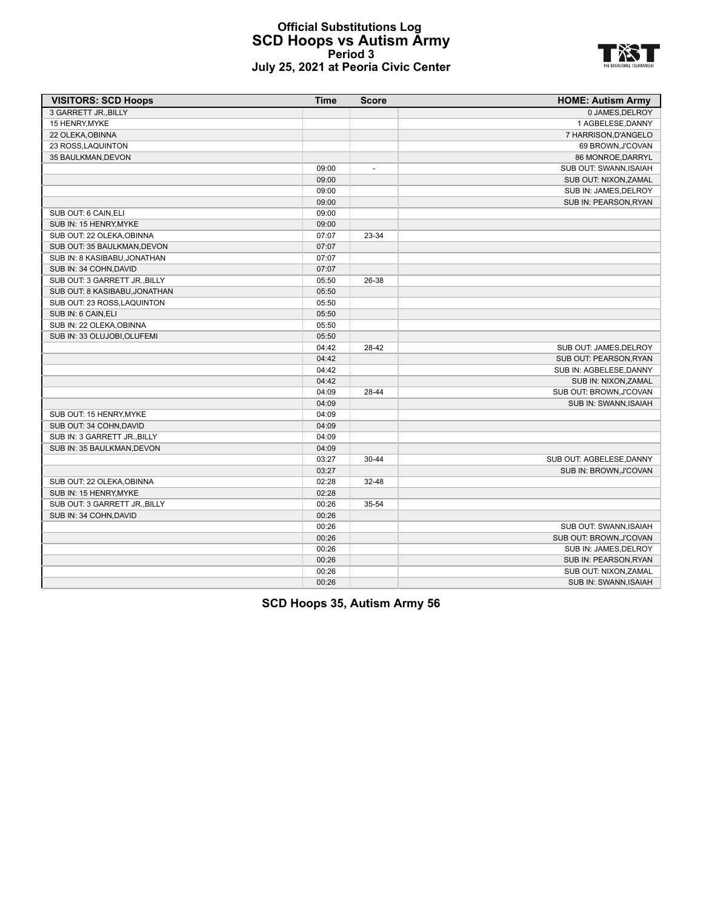# Official Substitutions Log
## SCD Hoops vs Autism Army
### Period 3
### July 25, 2021 at Peoria Civic Center

| VISITORS: SCD Hoops | Time | Score | HOME: Autism Army |
|---|---|---|---|
| 3 GARRETT JR.,BILLY | | | 0 JAMES,DELROY |
| 15 HENRY,MYKE | | | 1 AGBELESE,DANNY |
| 22 OLEKA,OBINNA | | | 7 HARRISON,D'ANGELO |
| 23 ROSS,LAQUINTON | | | 69 BROWN,J'COVAN |
| 35 BAULKMAN,DEVON | | | 86 MONROE,DARRYL |
| | 09:00 | - | SUB OUT: SWANN,ISAIAH |
| | 09:00 | | SUB OUT: NIXON,ZAMAL |
| | 09:00 | | SUB IN: JAMES,DELROY |
| | 09:00 | | SUB IN: PEARSON,RYAN |
| SUB OUT: 6 CAIN,ELI | 09:00 | | |
| SUB IN: 15 HENRY,MYKE | 09:00 | | |
| SUB OUT: 22 OLEKA,OBINNA | 07:07 | 23-34 | |
| SUB OUT: 35 BAULKMAN,DEVON | 07:07 | | |
| SUB IN: 8 KASIBABU,JONATHAN | 07:07 | | |
| SUB IN: 34 COHN,DAVID | 07:07 | | |
| SUB OUT: 3 GARRETT JR.,BILLY | 05:50 | 26-38 | |
| SUB OUT: 8 KASIBABU,JONATHAN | 05:50 | | |
| SUB OUT: 23 ROSS,LAQUINTON | 05:50 | | |
| SUB IN: 6 CAIN,ELI | 05:50 | | |
| SUB IN: 22 OLEKA,OBINNA | 05:50 | | |
| SUB IN: 33 OLUJOBI,OLUFEMI | 05:50 | | |
| | 04:42 | 28-42 | SUB OUT: JAMES,DELROY |
| | 04:42 | | SUB OUT: PEARSON,RYAN |
| | 04:42 | | SUB IN: AGBELESE,DANNY |
| | 04:42 | | SUB IN: NIXON,ZAMAL |
| | 04:09 | 28-44 | SUB OUT: BROWN,J'COVAN |
| | 04:09 | | SUB IN: SWANN,ISAIAH |
| SUB OUT: 15 HENRY,MYKE | 04:09 | | |
| SUB OUT: 34 COHN,DAVID | 04:09 | | |
| SUB IN: 3 GARRETT JR.,BILLY | 04:09 | | |
| SUB IN: 35 BAULKMAN,DEVON | 04:09 | | |
| | 03:27 | 30-44 | SUB OUT: AGBELESE,DANNY |
| | 03:27 | | SUB IN: BROWN,J'COVAN |
| SUB OUT: 22 OLEKA,OBINNA | 02:28 | 32-48 | |
| SUB IN: 15 HENRY,MYKE | 02:28 | | |
| SUB OUT: 3 GARRETT JR.,BILLY | 00:26 | 35-54 | |
| SUB IN: 34 COHN,DAVID | 00:26 | | |
| | 00:26 | | SUB OUT: SWANN,ISAIAH |
| | 00:26 | | SUB OUT: BROWN,J'COVAN |
| | 00:26 | | SUB IN: JAMES,DELROY |
| | 00:26 | | SUB IN: PEARSON,RYAN |
| | 00:26 | | SUB OUT: NIXON,ZAMAL |
| | 00:26 | | SUB IN: SWANN,ISAIAH |

**SCD Hoops 35, Autism Army 56**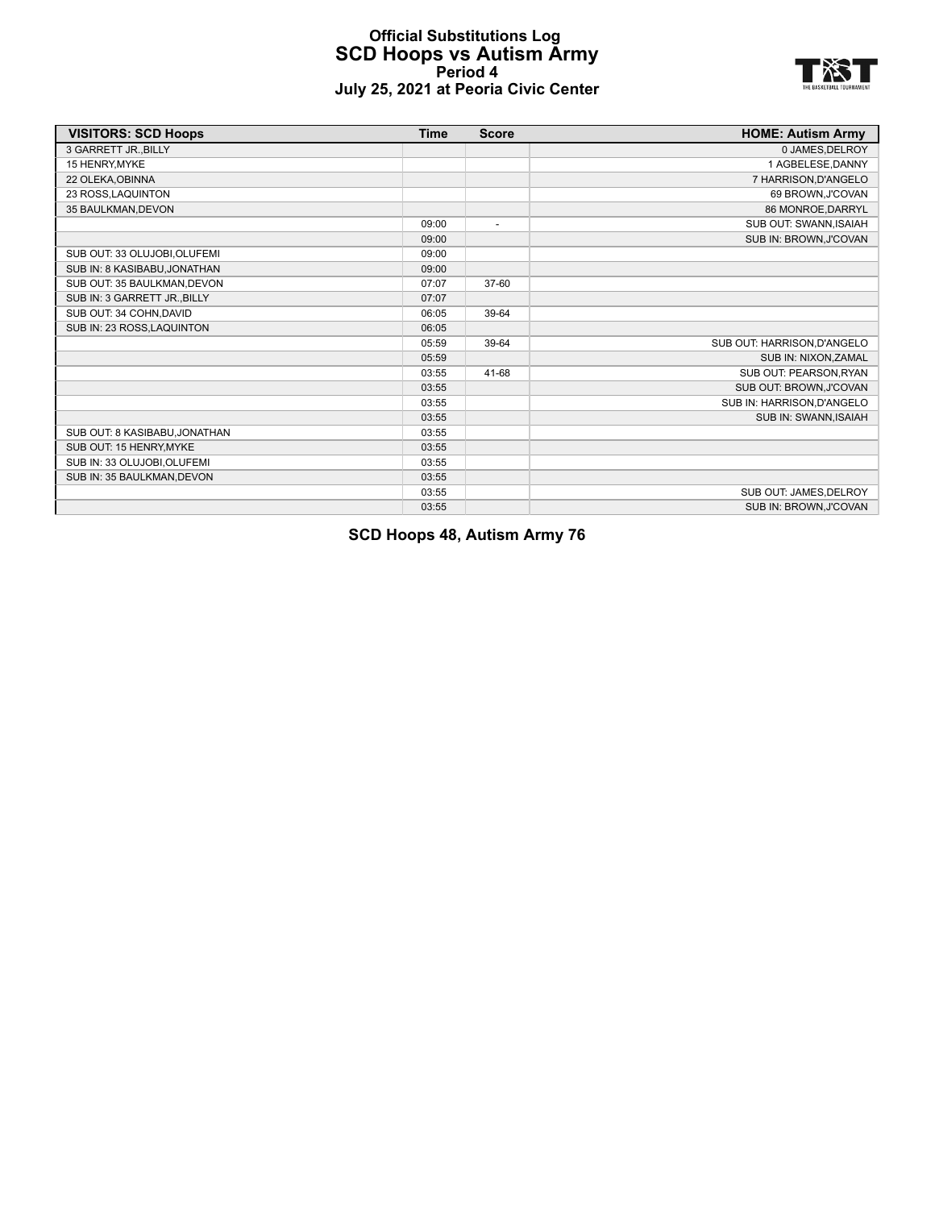# Official Substitutions Log
## SCD Hoops vs Autism Army
### Period 4
### July 25, 2021 at Peoria Civic Center

| VISITORS: SCD Hoops | Time | Score | HOME: Autism Army |
|---|---|---|---|
| 3 GARRETT JR.,BILLY | | | 0 JAMES,DELROY |
| 15 HENRY,MYKE | | | 1 AGBELESE,DANNY |
| 22 OLEKA,OBINNA | | | 7 HARRISON,D'ANGELO |
| 23 ROSS,LAQUINTON | | | 69 BROWN,J'COVAN |
| 35 BAULKMAN,DEVON | | | 86 MONROE,DARRYL |
| | 09:00 | - | SUB OUT: SWANN,ISAIAH |
| | 09:00 | | SUB IN: BROWN,J'COVAN |
| SUB OUT: 33 OLUJOBI,OLUFEMI | 09:00 | | |
| SUB IN: 8 KASIBABU,JONATHAN | 09:00 | | |
| SUB OUT: 35 BAULKMAN,DEVON | 07:07 | 37-60 | |
| SUB IN: 3 GARRETT JR.,BILLY | 07:07 | | |
| SUB OUT: 34 COHN,DAVID | 06:05 | 39-64 | |
| SUB IN: 23 ROSS,LAQUINTON | 06:05 | | |
| | 05:59 | 39-64 | SUB OUT: HARRISON,D'ANGELO |
| | 05:59 | | SUB IN: NIXON,ZAMAL |
| | 03:55 | 41-68 | SUB OUT: PEARSON,RYAN |
| | 03:55 | | SUB OUT: BROWN,J'COVAN |
| | 03:55 | | SUB IN: HARRISON,D'ANGELO |
| | 03:55 | | SUB IN: SWANN,ISAIAH |
| SUB OUT: 8 KASIBABU,JONATHAN | 03:55 | | |
| SUB OUT: 15 HENRY,MYKE | 03:55 | | |
| SUB IN: 33 OLUJOBI,OLUFEMI | 03:55 | | |
| SUB IN: 35 BAULKMAN,DEVON | 03:55 | | |
| | 03:55 | | SUB OUT: JAMES,DELROY |
| | 03:55 | | SUB IN: BROWN,J'COVAN |

**SCD Hoops 48, Autism Army 76**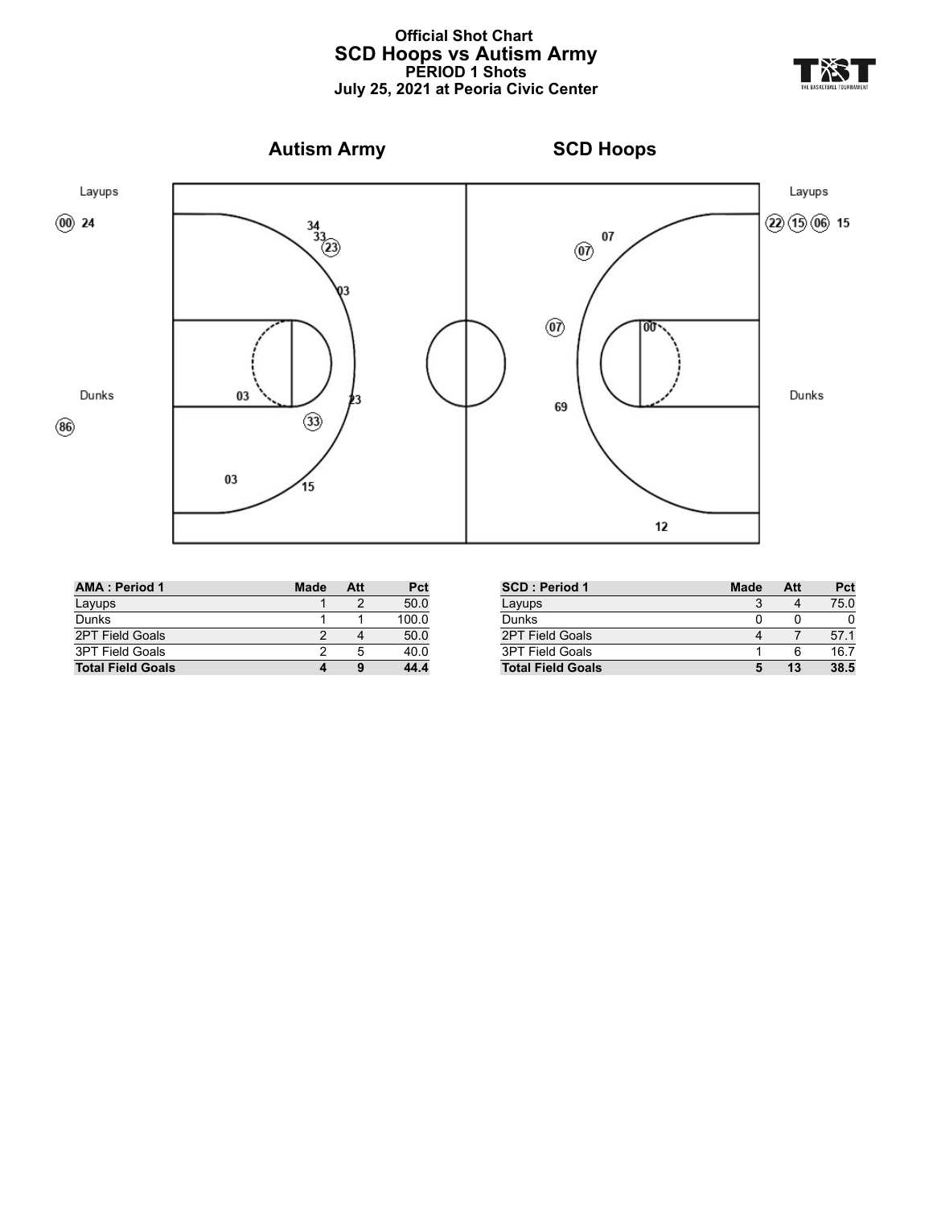# Official Shot Chart
## SCD Hoops vs Autism Army
### PERIOD 1 Shots
### July 25, 2021 at Peoria Civic Center

**Autism Army** | **SCD Hoops**

Layups

(00) 24

Dunks

(86)

34 33 (23) 03 03 23 (33) 03 15

07 (07) (07) 00 69 12

Layups

(22) (15) (06) 15

Dunks

| AMA : Period 1 | Made | Att | Pct |
|---|---|---|---|
| Layups | 1 | 2 | 50.0 |
| Dunks | 1 | 1 | 100.0 |
| 2PT Field Goals | 2 | 4 | 50.0 |
| 3PT Field Goals | 2 | 5 | 40.0 |
| **Total Field Goals** | **4** | **9** | **44.4** |

| SCD : Period 1 | Made | Att | Pct |
|---|---|---|---|
| Layups | 3 | 4 | 75.0 |
| Dunks | 0 | 0 | 0 |
| 2PT Field Goals | 4 | 7 | 57.1 |
| 3PT Field Goals | 1 | 6 | 16.7 |
| **Total Field Goals** | **5** | **13** | **38.5** |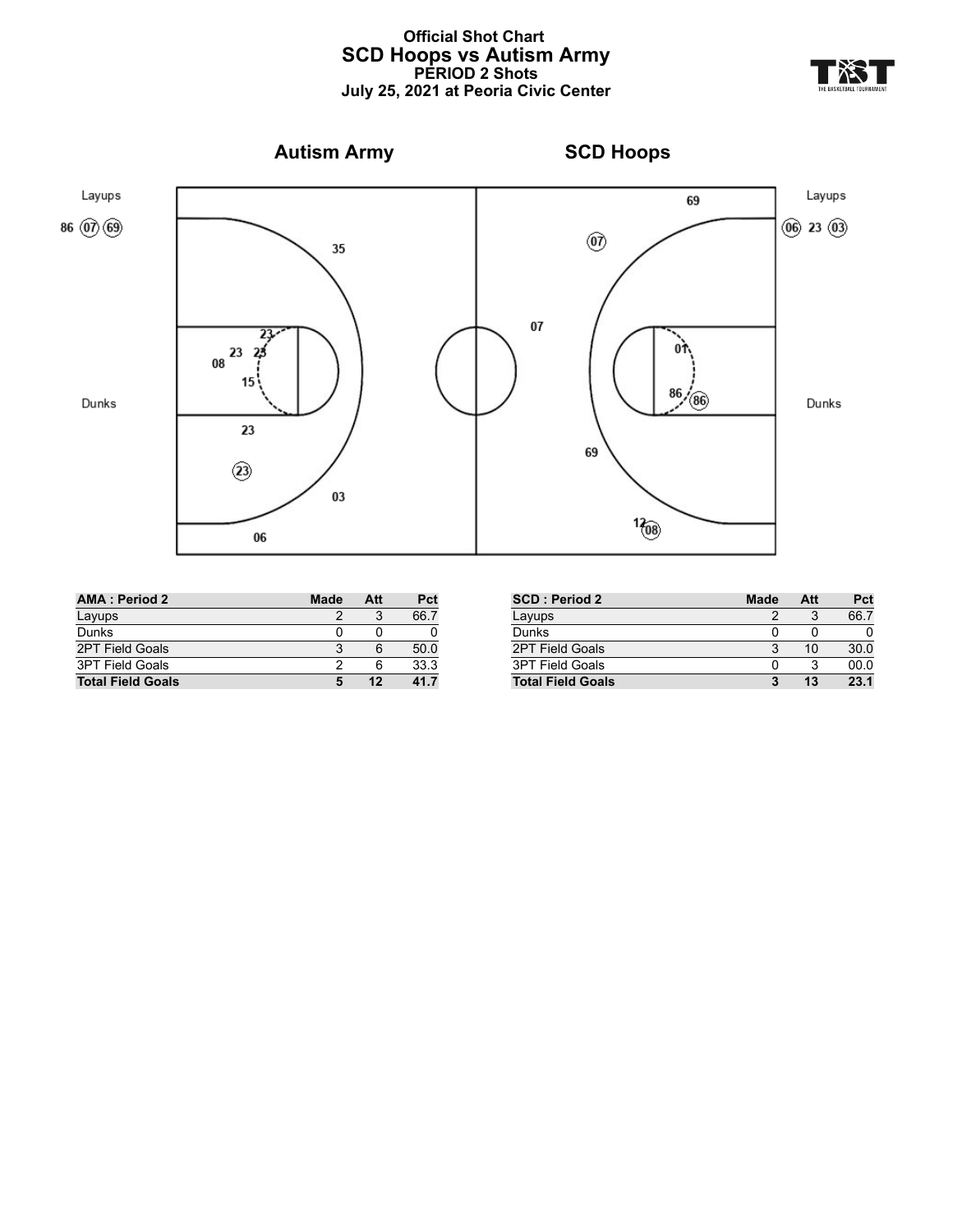# Official Shot Chart

## SCD Hoops vs Autism Army

### PERIOD 2 Shots

**July 25, 2021 at Peoria Civic Center**

**Autism Army** | **SCD Hoops**

Layups

86 (07) (69)

Dunks

35

23

23 23

08

15

23

(23)

03

06

07

69

(07)

01

86 (86)

69

12 (08)

Layups

(06) 23 (03)

Dunks

| AMA : Period 2 | Made | Att | Pct |
|---|---|---|---|
| Layups | 2 | 3 | 66.7 |
| Dunks | 0 | 0 | 0 |
| 2PT Field Goals | 3 | 6 | 50.0 |
| 3PT Field Goals | 2 | 6 | 33.3 |
| **Total Field Goals** | **5** | **12** | **41.7** |

| SCD : Period 2 | Made | Att | Pct |
|---|---|---|---|
| Layups | 2 | 3 | 66.7 |
| Dunks | 0 | 0 | 0 |
| 2PT Field Goals | 3 | 10 | 30.0 |
| 3PT Field Goals | 0 | 3 | 00.0 |
| **Total Field Goals** | **3** | **13** | **23.1** |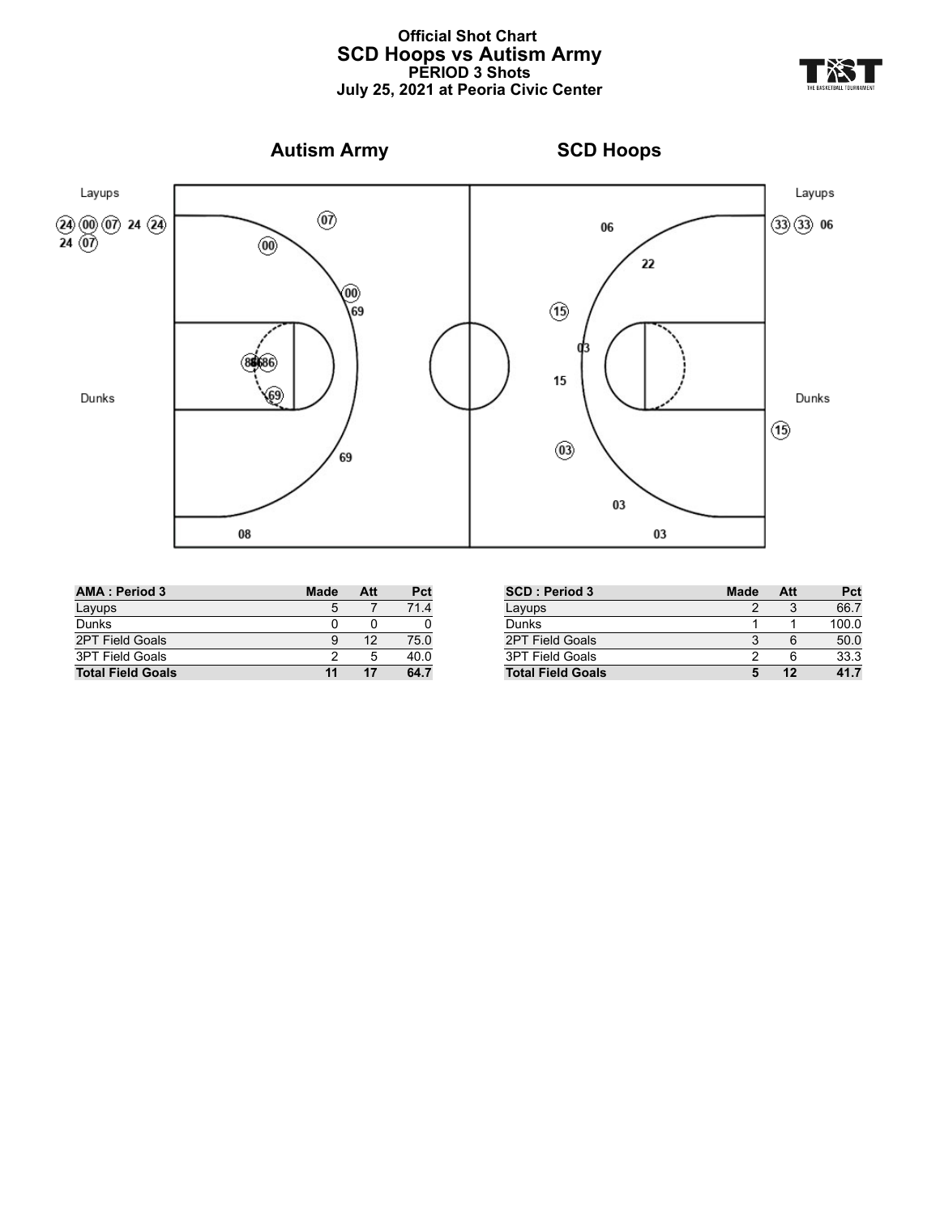# Official Shot Chart
## SCD Hoops vs Autism Army
### PERIOD 3 Shots
### July 25, 2021 at Peoria Civic Center

**Autism Army** — **SCD Hoops**

Layups: (24) (00) (07) 24 (24) 24 (07) — Layups: (33) (33) 06

Dunks — Dunks: (15)

| AMA : Period 3 | Made | Att | Pct |
|---|---|---|---|
| Layups | 5 | 7 | 71.4 |
| Dunks | 0 | 0 | 0 |
| 2PT Field Goals | 9 | 12 | 75.0 |
| 3PT Field Goals | 2 | 5 | 40.0 |
| **Total Field Goals** | **11** | **17** | **64.7** |

| SCD : Period 3 | Made | Att | Pct |
|---|---|---|---|
| Layups | 2 | 3 | 66.7 |
| Dunks | 1 | 1 | 100.0 |
| 2PT Field Goals | 3 | 6 | 50.0 |
| 3PT Field Goals | 2 | 6 | 33.3 |
| **Total Field Goals** | **5** | **12** | **41.7** |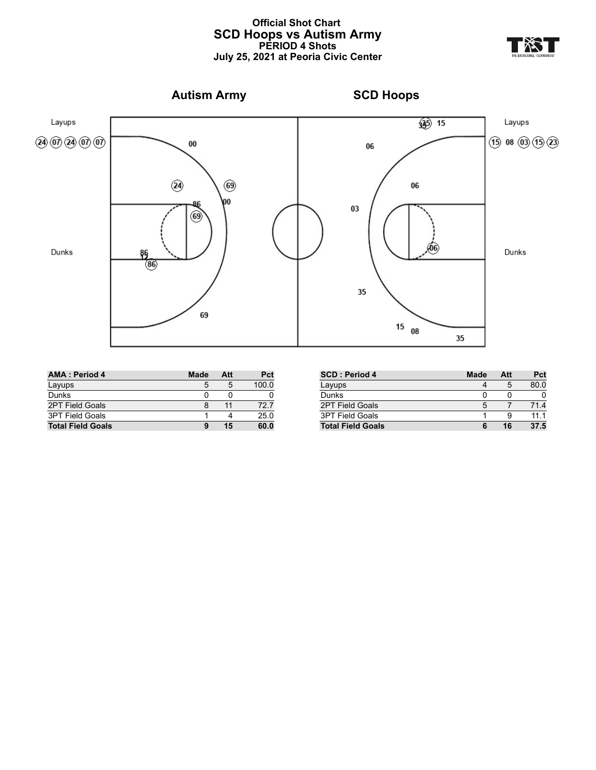# Official Shot Chart
## SCD Hoops vs Autism Army
### PERIOD 4 Shots
### July 25, 2021 at Peoria Civic Center

**Autism Army** | **SCD Hoops**

Layups: (24) (07) (24) (07) (07) | Layups: (15) 08 (03) (15) (23)

Dunks | Dunks

| AMA : Period 4 | Made | Att | Pct |
|---|---|---|---|
| Layups | 5 | 5 | 100.0 |
| Dunks | 0 | 0 | 0 |
| 2PT Field Goals | 8 | 11 | 72.7 |
| 3PT Field Goals | 1 | 4 | 25.0 |
| **Total Field Goals** | **9** | **15** | **60.0** |

| SCD : Period 4 | Made | Att | Pct |
|---|---|---|---|
| Layups | 4 | 5 | 80.0 |
| Dunks | 0 | 0 | 0 |
| 2PT Field Goals | 5 | 7 | 71.4 |
| 3PT Field Goals | 1 | 9 | 11.1 |
| **Total Field Goals** | **6** | **16** | **37.5** |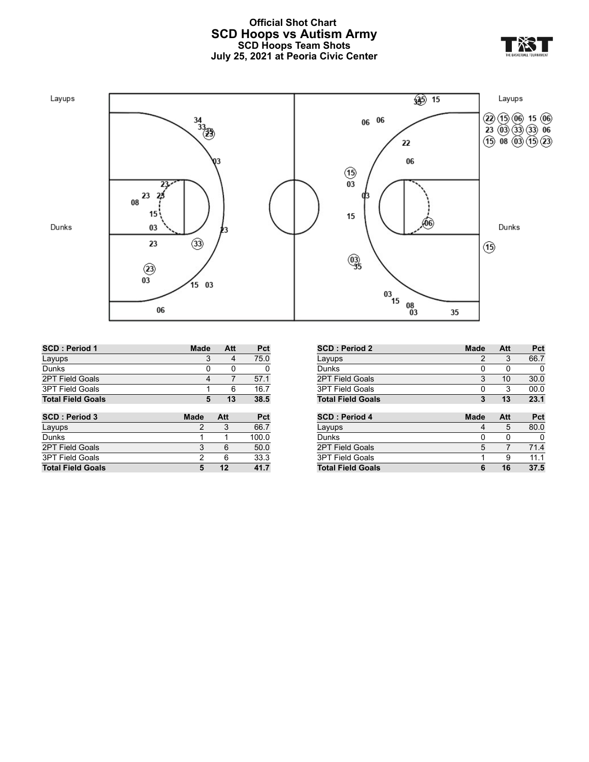# Official Shot Chart
## SCD Hoops vs Autism Army
### SCD Hoops Team Shots
### July 25, 2021 at Peoria Civic Center

| SCD : Period 1 | Made | Att | Pct |
|---|---|---|---|
| Layups | 3 | 4 | 75.0 |
| Dunks | 0 | 0 | 0 |
| 2PT Field Goals | 4 | 7 | 57.1 |
| 3PT Field Goals | 1 | 6 | 16.7 |
| **Total Field Goals** | **5** | **13** | **38.5** |

| SCD : Period 2 | Made | Att | Pct |
|---|---|---|---|
| Layups | 2 | 3 | 66.7 |
| Dunks | 0 | 0 | 0 |
| 2PT Field Goals | 3 | 10 | 30.0 |
| 3PT Field Goals | 0 | 3 | 00.0 |
| **Total Field Goals** | **3** | **13** | **23.1** |

| SCD : Period 3 | Made | Att | Pct |
|---|---|---|---|
| Layups | 2 | 3 | 66.7 |
| Dunks | 1 | 1 | 100.0 |
| 2PT Field Goals | 3 | 6 | 50.0 |
| 3PT Field Goals | 2 | 6 | 33.3 |
| **Total Field Goals** | **5** | **12** | **41.7** |

| SCD : Period 4 | Made | Att | Pct |
|---|---|---|---|
| Layups | 4 | 5 | 80.0 |
| Dunks | 0 | 0 | 0 |
| 2PT Field Goals | 5 | 7 | 71.4 |
| 3PT Field Goals | 1 | 9 | 11.1 |
| **Total Field Goals** | **6** | **16** | **37.5** |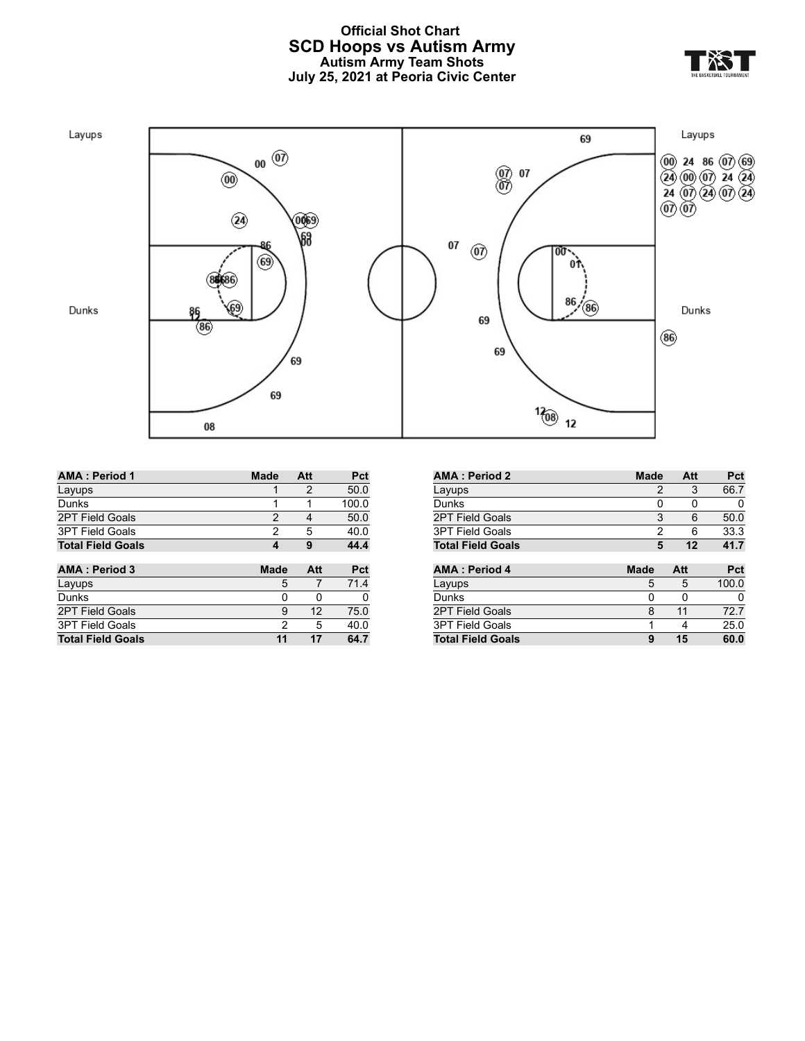# Official Shot Chart
## SCD Hoops vs Autism Army
### Autism Army Team Shots
### July 25, 2021 at Peoria Civic Center

Layups

Dunks

Layups

Dunks

| AMA : Period 1 | Made | Att | Pct |
|---|---|---|---|
| Layups | 1 | 2 | 50.0 |
| Dunks | 1 | 1 | 100.0 |
| 2PT Field Goals | 2 | 4 | 50.0 |
| 3PT Field Goals | 2 | 5 | 40.0 |
| **Total Field Goals** | **4** | **9** | **44.4** |

| AMA : Period 2 | Made | Att | Pct |
|---|---|---|---|
| Layups | 2 | 3 | 66.7 |
| Dunks | 0 | 0 | 0 |
| 2PT Field Goals | 3 | 6 | 50.0 |
| 3PT Field Goals | 2 | 6 | 33.3 |
| **Total Field Goals** | **5** | **12** | **41.7** |

| AMA : Period 3 | Made | Att | Pct |
|---|---|---|---|
| Layups | 5 | 7 | 71.4 |
| Dunks | 0 | 0 | 0 |
| 2PT Field Goals | 9 | 12 | 75.0 |
| 3PT Field Goals | 2 | 5 | 40.0 |
| **Total Field Goals** | **11** | **17** | **64.7** |

| AMA : Period 4 | Made | Att | Pct |
|---|---|---|---|
| Layups | 5 | 5 | 100.0 |
| Dunks | 0 | 0 | 0 |
| 2PT Field Goals | 8 | 11 | 72.7 |
| 3PT Field Goals | 1 | 4 | 25.0 |
| **Total Field Goals** | **9** | **15** | **60.0** |